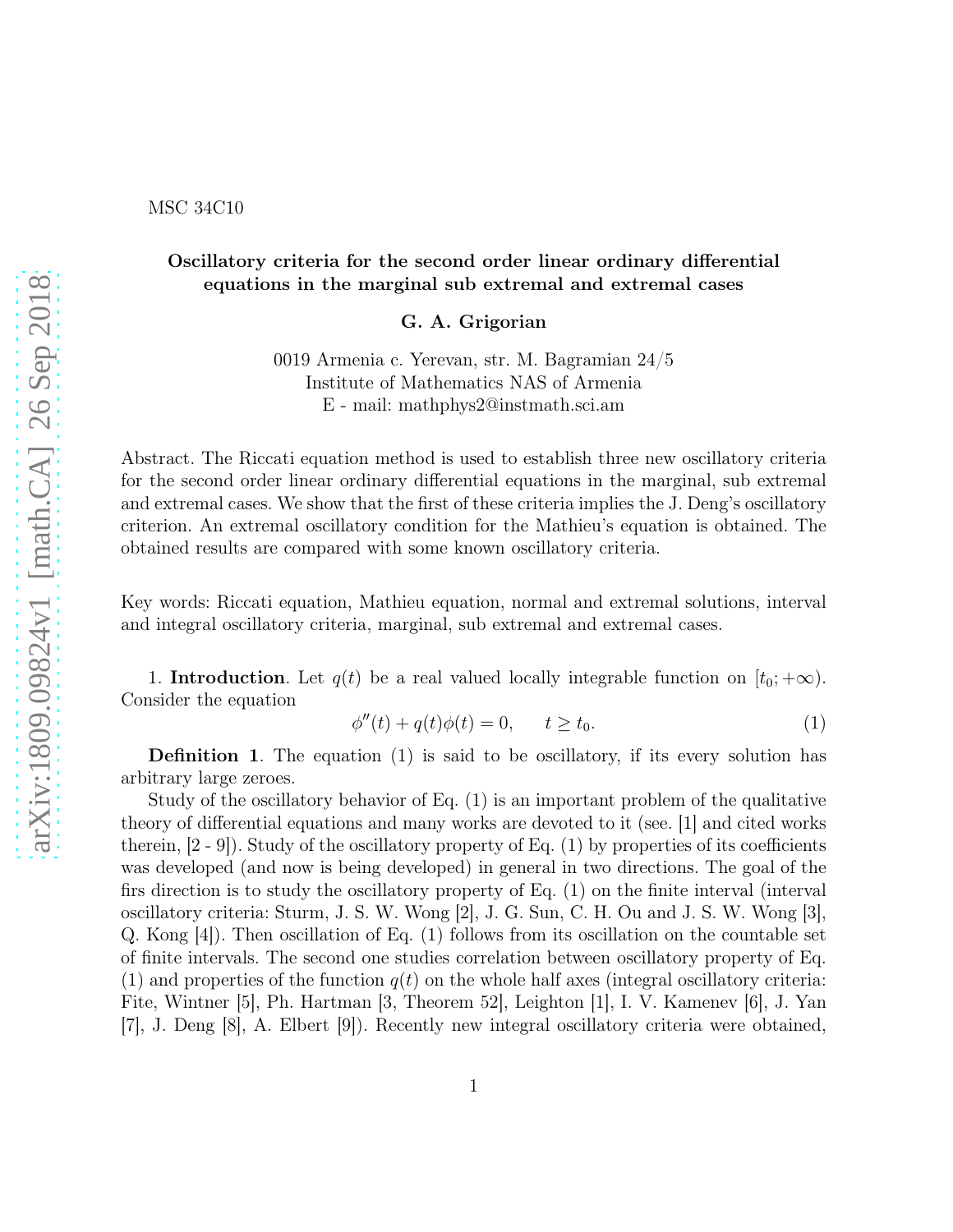MSC 34C10

# Oscillatory criteria for the second order linear ordinary differential equations in the marginal sub extremal and extremal cases

**G. A. Grigorian**

0019 Armenia c. Yerevan, str. M. Bagramian 24/5
Institute of Mathematics NAS of Armenia
E - mail: mathphys2@instmath.sci.am

Abstract. The Riccati equation method is used to establish three new oscillatory criteria for the second order linear ordinary differential equations in the marginal, sub extremal and extremal cases. We show that the first of these criteria implies the J. Deng's oscillatory criterion. An extremal oscillatory condition for the Mathieu's equation is obtained. The obtained results are compared with some known oscillatory criteria.

Key words: Riccati equation, Mathieu equation, normal and extremal solutions, interval and integral oscillatory criteria, marginal, sub extremal and extremal cases.

1. **Introduction**. Let $q(t)$ be a real valued locally integrable function on $[t_0; +\infty)$. Consider the equation

$$\phi''(t) + q(t)\phi(t) = 0, \qquad t \ge t_0. \tag{1}$$

**Definition 1**. The equation (1) is said to be oscillatory, if its every solution has arbitrary large zeroes.

Study of the oscillatory behavior of Eq. (1) is an important problem of the qualitative theory of differential equations and many works are devoted to it (see. [1] and cited works therein, [2 - 9]). Study of the oscillatory property of Eq. (1) by properties of its coefficients was developed (and now is being developed) in general in two directions. The goal of the firs direction is to study the oscillatory property of Eq. (1) on the finite interval (interval oscillatory criteria: Sturm, J. S. W. Wong [2], J. G. Sun, C. H. Ou and J. S. W. Wong [3], Q. Kong [4]). Then oscillation of Eq. (1) follows from its oscillation on the countable set of finite intervals. The second one studies correlation between oscillatory property of Eq. (1) and properties of the function $q(t)$ on the whole half axes (integral oscillatory criteria: Fite, Wintner [5], Ph. Hartman [3, Theorem 52], Leighton [1], I. V. Kamenev [6], J. Yan [7], J. Deng [8], A. Elbert [9]). Recently new integral oscillatory criteria were obtained,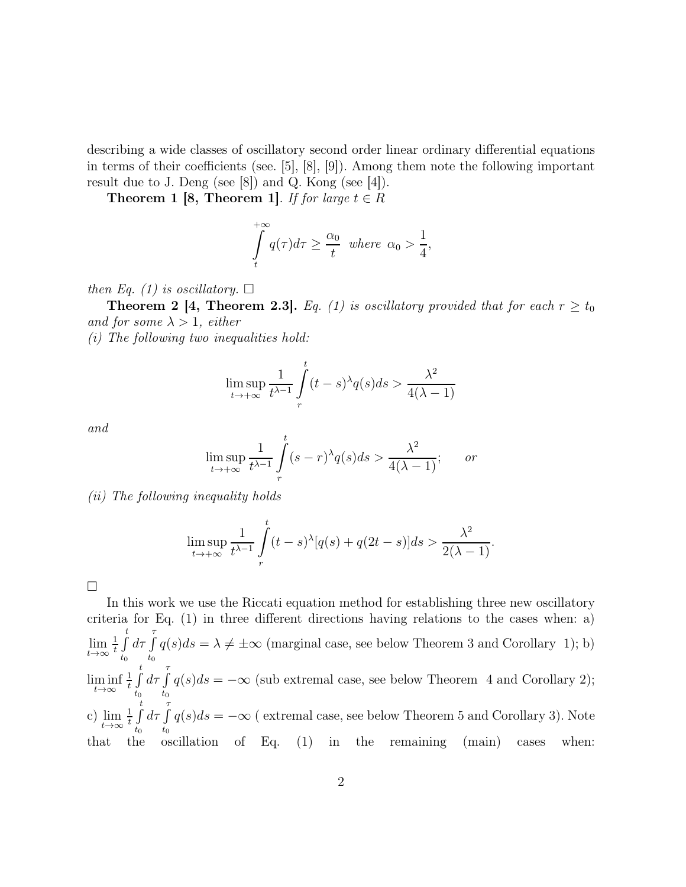describing a wide classes of oscillatory second order linear ordinary differential equations in terms of their coefficients (see. [5], [8], [9]). Among them note the following important result due to J. Deng (see [8]) and Q. Kong (see [4]).

**Theorem 1 [8, Theorem 1]**. *If for large $t \in R$*

$$\int\limits_{t}^{+\infty} q(\tau)d\tau \geq \frac{\alpha_0}{t} \;\; where \;\; \alpha_0 > \frac{1}{4},$$

*then Eq. (1) is oscillatory.* $\Box$

**Theorem 2 [4, Theorem 2.3].** *Eq. (1) is oscillatory provided that for each $r \geq t_0$ and for some $\lambda > 1$, either*

*(i) The following two inequalities hold:*

$$\limsup_{t\to+\infty} \frac{1}{t^{\lambda-1}} \int\limits_{r}^{t} (t-s)^{\lambda} q(s)ds > \frac{\lambda^2}{4(\lambda-1)}$$

*and*

$$\limsup_{t\to+\infty} \frac{1}{t^{\lambda-1}} \int\limits_{r}^{t} (s-r)^{\lambda} q(s)ds > \frac{\lambda^2}{4(\lambda-1)}; \qquad or$$

*(ii) The following inequality holds*

$$\limsup_{t\to+\infty} \frac{1}{t^{\lambda-1}} \int\limits_{r}^{t} (t-s)^{\lambda} [q(s) + q(2t-s)]ds > \frac{\lambda^2}{2(\lambda-1)}.$$

$\Box$

In this work we use the Riccati equation method for establishing three new oscillatory criteria for Eq. (1) in three different directions having relations to the cases when: a) $\lim\limits_{t\to\infty} \frac{1}{t}\int\limits_{t_0}^{t} d\tau \int\limits_{t_0}^{\tau} q(s)ds = \lambda \neq \pm\infty$ (marginal case, see below Theorem 3 and Corollary 1); b) $\liminf\limits_{t\to\infty} \frac{1}{t}\int\limits_{t_0}^{t} d\tau \int\limits_{t_0}^{\tau} q(s)ds = -\infty$ (sub extremal case, see below Theorem 4 and Corollary 2); c) $\lim\limits_{t\to\infty} \frac{1}{t}\int\limits_{t_0}^{t} d\tau \int\limits_{t_0}^{\tau} q(s)ds = -\infty$ ( extremal case, see below Theorem 5 and Corollary 3). Note that the oscillation of Eq. (1) in the remaining (main) cases when: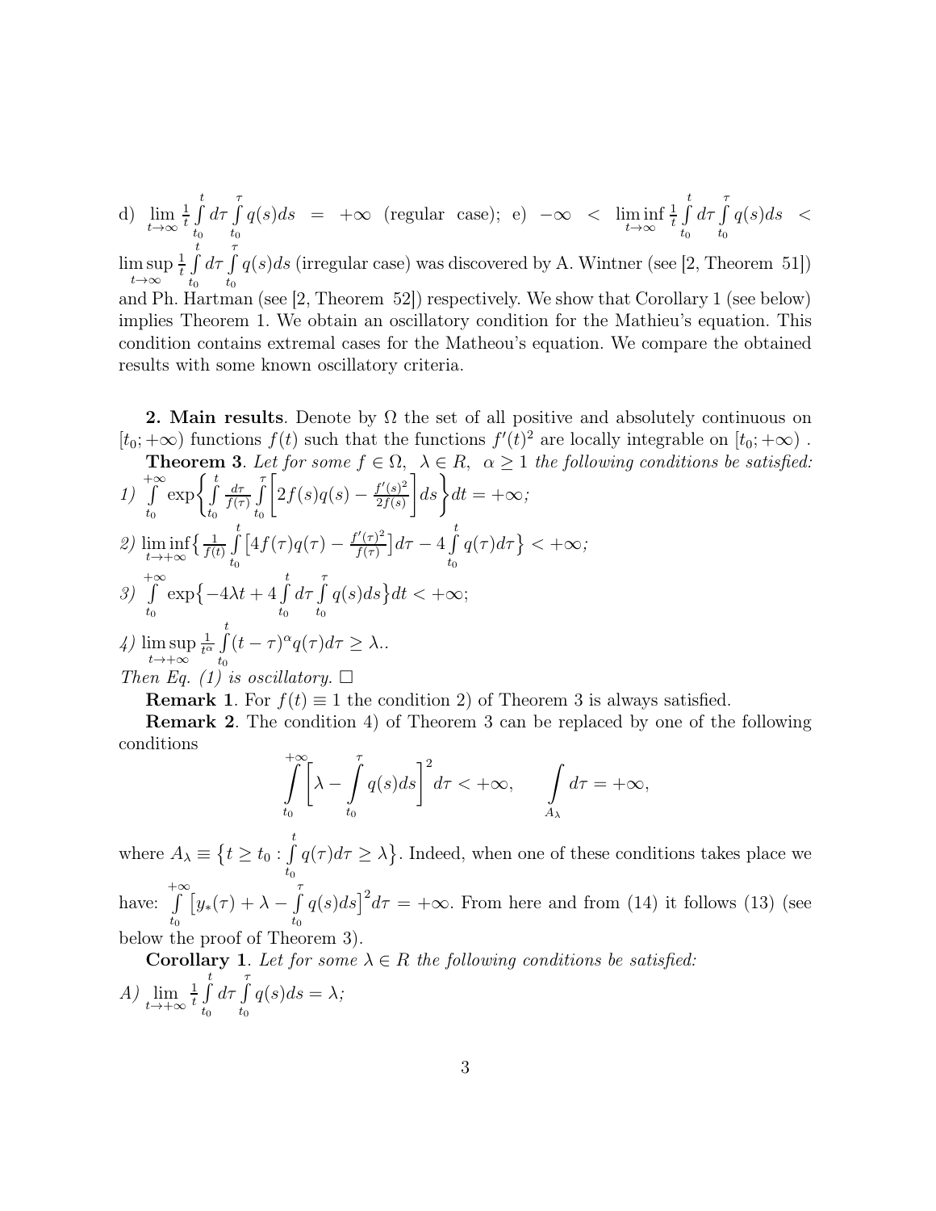d) $\lim\limits_{t\to\infty} \frac{1}{t}\int\limits_{t_0}^{t} d\tau \int\limits_{t_0}^{\tau} q(s)ds = +\infty$ (regular case); e) $-\infty < \liminf\limits_{t\to\infty} \frac{1}{t}\int\limits_{t_0}^{t} d\tau \int\limits_{t_0}^{\tau} q(s)ds < \limsup\limits_{t\to\infty} \frac{1}{t}\int\limits_{t_0}^{t} d\tau \int\limits_{t_0}^{\tau} q(s)ds$ (irregular case) was discovered by A. Wintner (see [2, Theorem 51]) and Ph. Hartman (see [2, Theorem 52]) respectively. We show that Corollary 1 (see below) implies Theorem 1. We obtain an oscillatory condition for the Mathieu's equation. This condition contains extremal cases for the Matheou's equation. We compare the obtained results with some known oscillatory criteria.

**2. Main results**. Denote by $\Omega$ the set of all positive and absolutely continuous on $[t_0;+\infty)$ functions $f(t)$ such that the functions $f'(t)^2$ are locally integrable on $[t_0;+\infty)$ .

**Theorem 3**. *Let for some $f \in \Omega$, $\lambda \in R$, $\alpha \ge 1$ the following conditions be satisfied:*

*1)* $\int\limits_{t_0}^{+\infty} \exp\biggl\{\int\limits_{t_0}^{t} \frac{d\tau}{f(\tau)} \int\limits_{t_0}^{\tau}\biggl[2f(s)q(s) - \frac{f'(s)^2}{2f(s)}\biggr]ds\biggr\}dt = +\infty;$

*2)* $\liminf\limits_{t\to+\infty}\bigl\{\frac{1}{f(t)}\int\limits_{t_0}^{t}\bigl[4f(\tau)q(\tau) - \frac{f'(\tau)^2}{f(\tau)}\bigr]d\tau - 4\int\limits_{t_0}^{t} q(\tau)d\tau\bigr\} < +\infty;$

*3)* $\int\limits_{t_0}^{+\infty} \exp\bigl\{-4\lambda t + 4\int\limits_{t_0}^{t} d\tau \int\limits_{t_0}^{\tau} q(s)ds\bigr\}dt < +\infty;$

*4)* $\limsup\limits_{t\to+\infty} \frac{1}{t^\alpha}\int\limits_{t_0}^{t}(t-\tau)^\alpha q(\tau)d\tau \ge \lambda..$

*Then Eq. (1) is oscillatory.* $\Box$

**Remark 1**. For $f(t)\equiv 1$ the condition 2) of Theorem 3 is always satisfied.

**Remark 2**. The condition 4) of Theorem 3 can be replaced by one of the following conditions

$$\int\limits_{t_0}^{+\infty}\biggl[\lambda - \int\limits_{t_0}^{\tau} q(s)ds\biggr]^2 d\tau < +\infty, \qquad \int\limits_{A_\lambda} d\tau = +\infty,$$

where $A_\lambda \equiv \bigl\{t \ge t_0 : \int\limits_{t_0}^{t} q(\tau)d\tau \ge \lambda\bigr\}$. Indeed, when one of these conditions takes place we have: $\int\limits_{t_0}^{+\infty}\bigl[y_*(\tau) + \lambda - \int\limits_{t_0}^{\tau} q(s)ds\bigr]^2 d\tau = +\infty$. From here and from (14) it follows (13) (see below the proof of Theorem 3).

**Corollary 1**. *Let for some $\lambda \in R$ the following conditions be satisfied:*

*A)* $\lim\limits_{t\to+\infty} \frac{1}{t}\int\limits_{t_0}^{t} d\tau \int\limits_{t_0}^{\tau} q(s)ds = \lambda;$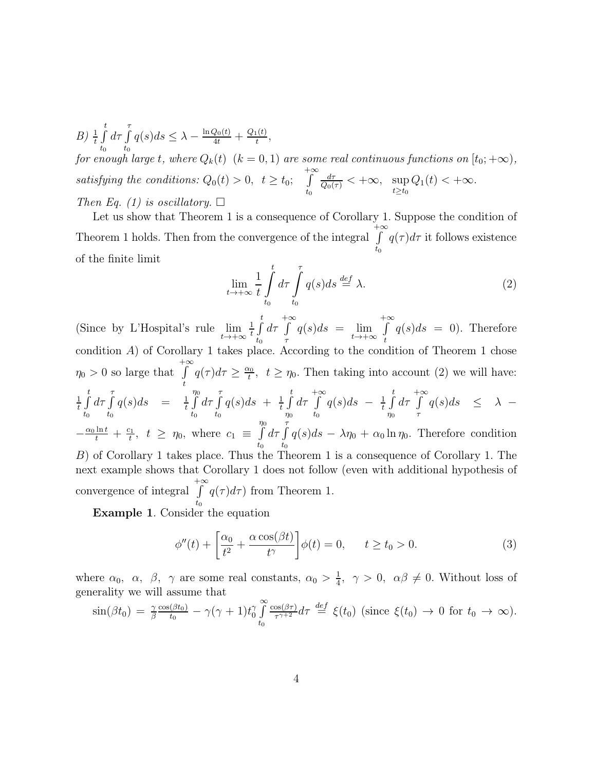*B)* $\frac{1}{t}\int\limits_{t_0}^{t} d\tau \int\limits_{t_0}^{\tau} q(s)ds \le \lambda - \frac{\ln Q_0(t)}{4t} + \frac{Q_1(t)}{t}$,
*for enough large* $t$, *where* $Q_k(t)$ $(k = 0, 1)$ *are some real continuous functions on* $[t_0; +\infty)$, *satisfying the conditions:* $Q_0(t) > 0, \ \ t \ge t_0; \quad \int\limits_{t_0}^{+\infty} \frac{d\tau}{Q_0(\tau)} < +\infty, \quad \sup\limits_{t \ge t_0} Q_1(t) < +\infty.$
*Then Eq. (1) is oscillatory.* $\square$

Let us show that Theorem 1 is a consequence of Corollary 1. Suppose the condition of Theorem 1 holds. Then from the convergence of the integral $\int\limits_{t_0}^{+\infty} q(\tau)d\tau$ it follows existence of the finite limit

$$\lim_{t\to+\infty} \frac{1}{t}\int\limits_{t_0}^{t} d\tau \int\limits_{t_0}^{\tau} q(s)ds \stackrel{def}{=} \lambda. \tag{2}$$

(Since by L'Hospital's rule $\lim\limits_{t\to+\infty} \frac{1}{t}\int\limits_{t_0}^{t} d\tau \int\limits_{\tau}^{+\infty} q(s)ds = \lim\limits_{t\to+\infty} \int\limits_{t}^{+\infty} q(s)ds = 0$). Therefore condition $A$) of Corollary 1 takes place. According to the condition of Theorem 1 chose $\eta_0 > 0$ so large that $\int\limits_{t}^{+\infty} q(\tau)d\tau \ge \frac{\alpha_0}{t}, \ \ t \ge \eta_0$. Then taking into account (2) we will have: $\frac{1}{t}\int\limits_{t_0}^{t} d\tau \int\limits_{t_0}^{\tau} q(s)ds \ = \ \frac{1}{t}\int\limits_{t_0}^{\eta_0} d\tau \int\limits_{t_0}^{\tau} q(s)ds \ + \ \frac{1}{t}\int\limits_{\eta_0}^{t} d\tau \int\limits_{t_0}^{+\infty} q(s)ds \ - \ \frac{1}{t}\int\limits_{\eta_0}^{t} d\tau \int\limits_{\tau}^{+\infty} q(s)ds \ \le \ \lambda \ - -\frac{\alpha_0 \ln t}{t} + \frac{c_1}{t}, \ \ t \ \ge \ \eta_0$, where $c_1 \ \equiv \ \int\limits_{t_0}^{\eta_0} d\tau \int\limits_{t_0}^{\tau} q(s)ds - \lambda\eta_0 + \alpha_0 \ln \eta_0$. Therefore condition $B$) of Corollary 1 takes place. Thus the Theorem 1 is a consequence of Corollary 1. The next example shows that Corollary 1 does not follow (even with additional hypothesis of convergence of integral $\int\limits_{t_0}^{+\infty} q(\tau)d\tau$) from Theorem 1.

**Example 1**. Consider the equation

$$\phi''(t) + \left[\frac{\alpha_0}{t^2} + \frac{\alpha\cos(\beta t)}{t^\gamma}\right]\phi(t) = 0, \qquad t \ge t_0 > 0. \tag{3}$$

where $\alpha_0, \ \alpha, \ \beta, \ \gamma$ are some real constants, $\alpha_0 > \frac{1}{4}, \ \gamma > 0, \ \alpha\beta \ne 0$. Without loss of generality we will assume that

$\sin(\beta t_0) \ = \ \frac{\gamma}{\beta}\frac{\cos(\beta t_0)}{t_0} - \gamma(\gamma+1)t_0^\gamma \int\limits_{t_0}^{\infty} \frac{\cos(\beta\tau)}{\tau^{\gamma+2}}d\tau \ \stackrel{def}{=} \ \xi(t_0)$ (since $\xi(t_0) \to 0$ for $t_0 \to \infty$).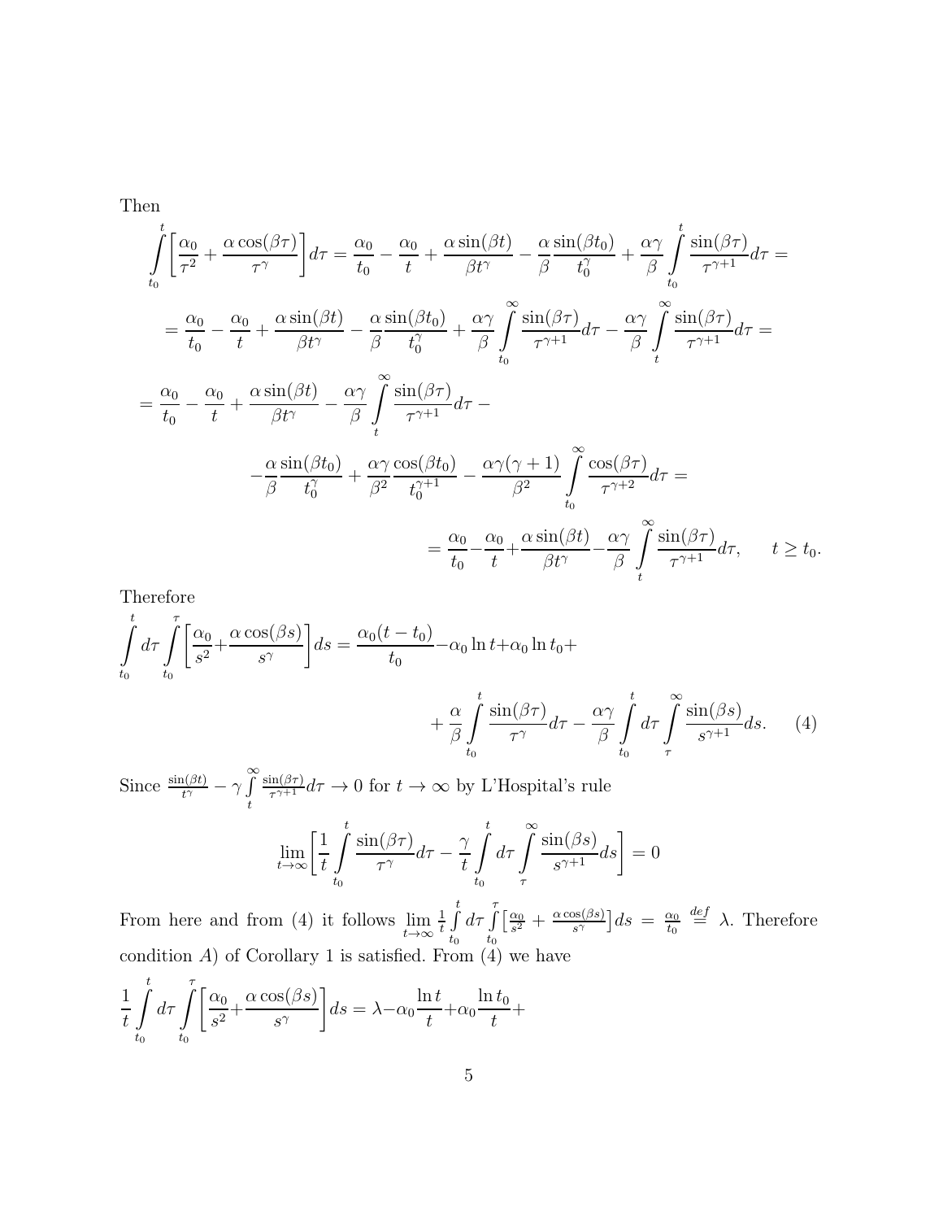Then

$$\int_{t_0}^{t}\left[\frac{\alpha_0}{\tau^2}+\frac{\alpha\cos(\beta\tau)}{\tau^\gamma}\right]d\tau = \frac{\alpha_0}{t_0}-\frac{\alpha_0}{t}+\frac{\alpha\sin(\beta t)}{\beta t^\gamma}-\frac{\alpha}{\beta}\frac{\sin(\beta t_0)}{t_0^\gamma}+\frac{\alpha\gamma}{\beta}\int_{t_0}^{t}\frac{\sin(\beta\tau)}{\tau^{\gamma+1}}d\tau =$$

$$=\frac{\alpha_0}{t_0}-\frac{\alpha_0}{t}+\frac{\alpha\sin(\beta t)}{\beta t^\gamma}-\frac{\alpha}{\beta}\frac{\sin(\beta t_0)}{t_0^\gamma}+\frac{\alpha\gamma}{\beta}\int_{t_0}^{\infty}\frac{\sin(\beta\tau)}{\tau^{\gamma+1}}d\tau-\frac{\alpha\gamma}{\beta}\int_{t}^{\infty}\frac{\sin(\beta\tau)}{\tau^{\gamma+1}}d\tau =$$

$$=\frac{\alpha_0}{t_0}-\frac{\alpha_0}{t}+\frac{\alpha\sin(\beta t)}{\beta t^\gamma}-\frac{\alpha\gamma}{\beta}\int_{t}^{\infty}\frac{\sin(\beta\tau)}{\tau^{\gamma+1}}d\tau-$$

$$-\frac{\alpha}{\beta}\frac{\sin(\beta t_0)}{t_0^\gamma}+\frac{\alpha\gamma}{\beta^2}\frac{\cos(\beta t_0)}{t_0^{\gamma+1}}-\frac{\alpha\gamma(\gamma+1)}{\beta^2}\int_{t_0}^{\infty}\frac{\cos(\beta\tau)}{\tau^{\gamma+2}}d\tau =$$

$$=\frac{\alpha_0}{t_0}-\frac{\alpha_0}{t}+\frac{\alpha\sin(\beta t)}{\beta t^\gamma}-\frac{\alpha\gamma}{\beta}\int_{t}^{\infty}\frac{\sin(\beta\tau)}{\tau^{\gamma+1}}d\tau, \qquad t\geq t_0.$$

Therefore

$$\int_{t_0}^{t}d\tau\int_{t_0}^{\tau}\left[\frac{\alpha_0}{s^2}+\frac{\alpha\cos(\beta s)}{s^\gamma}\right]ds = \frac{\alpha_0(t-t_0)}{t_0}-\alpha_0\ln t+\alpha_0\ln t_0+$$

$$+\frac{\alpha}{\beta}\int_{t_0}^{t}\frac{\sin(\beta\tau)}{\tau^\gamma}d\tau-\frac{\alpha\gamma}{\beta}\int_{t_0}^{t}d\tau\int_{\tau}^{\infty}\frac{\sin(\beta s)}{s^{\gamma+1}}ds. \qquad (4)$$

Since $\frac{\sin(\beta t)}{t^\gamma}-\gamma\int_{t}^{\infty}\frac{\sin(\beta\tau)}{\tau^{\gamma+1}}d\tau \to 0$ for $t\to\infty$ by L'Hospital's rule

$$\lim_{t\to\infty}\left[\frac{1}{t}\int_{t_0}^{t}\frac{\sin(\beta\tau)}{\tau^\gamma}d\tau-\frac{\gamma}{t}\int_{t_0}^{t}d\tau\int_{\tau}^{\infty}\frac{\sin(\beta s)}{s^{\gamma+1}}ds\right]=0$$

From here and from (4) it follows $\lim\limits_{t\to\infty}\frac{1}{t}\int_{t_0}^{t}d\tau\int_{t_0}^{\tau}\left[\frac{\alpha_0}{s^2}+\frac{\alpha\cos(\beta s)}{s^\gamma}\right]ds = \frac{\alpha_0}{t_0}\stackrel{def}{=}\lambda$. Therefore condition *A*) of Corollary 1 is satisfied. From (4) we have

$$\frac{1}{t}\int_{t_0}^{t}d\tau\int_{t_0}^{\tau}\left[\frac{\alpha_0}{s^2}+\frac{\alpha\cos(\beta s)}{s^\gamma}\right]ds = \lambda-\alpha_0\frac{\ln t}{t}+\alpha_0\frac{\ln t_0}{t}+$$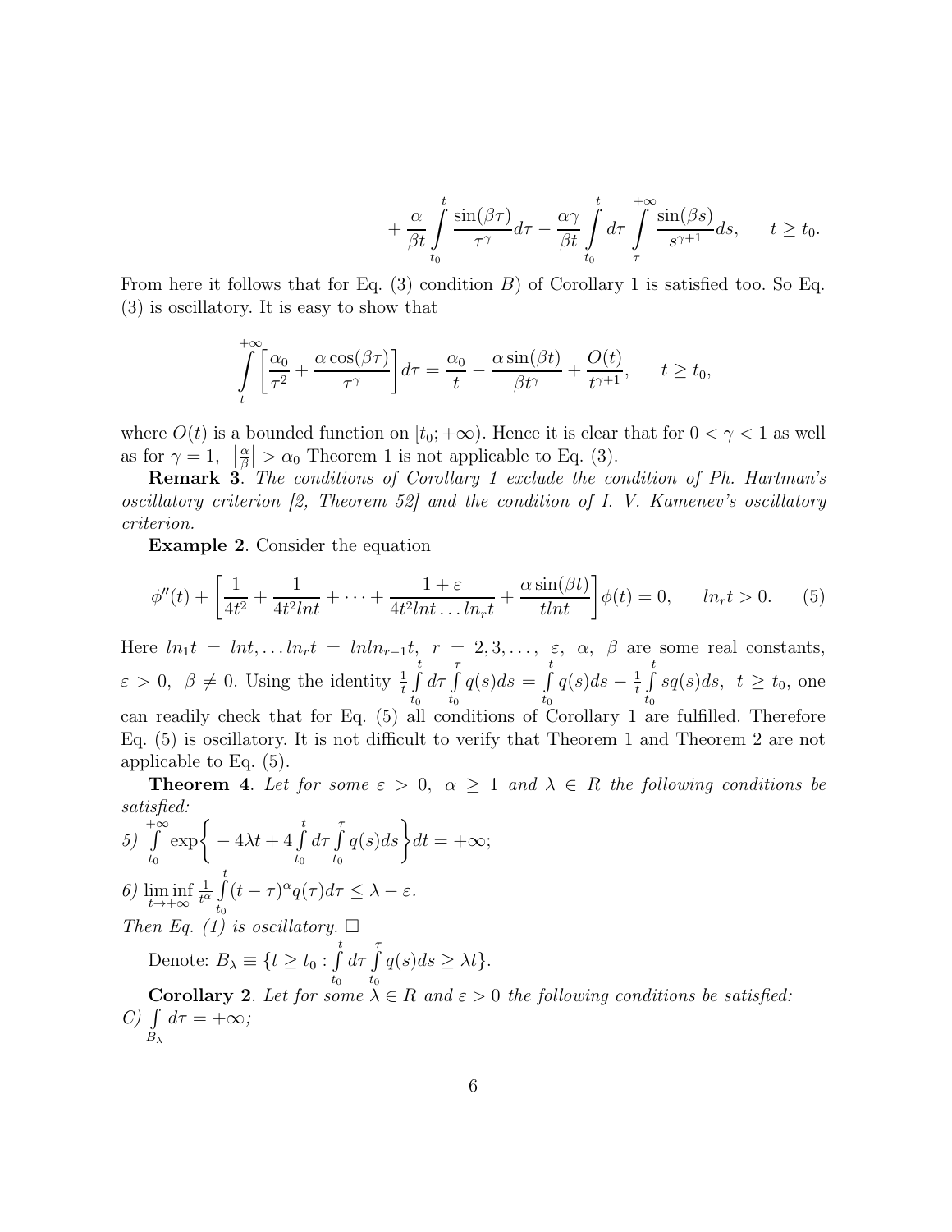$$+ \frac{\alpha}{\beta t}\int\limits_{t_0}^{t} \frac{\sin(\beta\tau)}{\tau^{\gamma}} d\tau - \frac{\alpha\gamma}{\beta t}\int\limits_{t_0}^{t} d\tau \int\limits_{\tau}^{+\infty} \frac{\sin(\beta s)}{s^{\gamma+1}} ds, \qquad t \geq t_0.$$

From here it follows that for Eq. (3) condition $B)$ of Corollary 1 is satisfied too. So Eq. (3) is oscillatory. It is easy to show that

$$\int\limits_{t}^{+\infty} \left[\frac{\alpha_0}{\tau^2} + \frac{\alpha\cos(\beta\tau)}{\tau^{\gamma}}\right] d\tau = \frac{\alpha_0}{t} - \frac{\alpha\sin(\beta t)}{\beta t^{\gamma}} + \frac{O(t)}{t^{\gamma+1}}, \qquad t \geq t_0,$$

where $O(t)$ is a bounded function on $[t_0; +\infty)$. Hence it is clear that for $0 < \gamma < 1$ as well as for $\gamma = 1$, $\left|\frac{\alpha}{\beta}\right| > \alpha_0$ Theorem 1 is not applicable to Eq. (3).

**Remark 3**. *The conditions of Corollary 1 exclude the condition of Ph. Hartman's oscillatory criterion [2, Theorem 52] and the condition of I. V. Kamenev's oscillatory criterion.*

**Example 2**. Consider the equation

$$\phi''(t) + \left[\frac{1}{4t^2} + \frac{1}{4t^2 lnt} + \cdots + \frac{1+\varepsilon}{4t^2 lnt \ldots ln_r t} + \frac{\alpha\sin(\beta t)}{t lnt}\right]\phi(t) = 0, \qquad ln_r t > 0. \qquad (5)$$

Here $ln_1 t = lnt, \ldots ln_r t = lnln_{r-1}t$, $r = 2, 3, \ldots$, $\varepsilon$, $\alpha$, $\beta$ are some real constants, $\varepsilon > 0$, $\beta \neq 0$. Using the identity $\frac{1}{t}\int\limits_{t_0}^{t} d\tau \int\limits_{t_0}^{\tau} q(s)ds = \int\limits_{t_0}^{t} q(s)ds - \frac{1}{t}\int\limits_{t_0}^{t} sq(s)ds$, $t \geq t_0$, one can readily check that for Eq. (5) all conditions of Corollary 1 are fulfilled. Therefore Eq. (5) is oscillatory. It is not difficult to verify that Theorem 1 and Theorem 2 are not applicable to Eq. (5).

**Theorem 4**. *Let for some $\varepsilon > 0$, $\alpha \geq 1$ and $\lambda \in R$ the following conditions be satisfied:*

*5)* $\int\limits_{t_0}^{+\infty} \exp\left\{ -4\lambda t + 4\int\limits_{t_0}^{t} d\tau \int\limits_{t_0}^{\tau} q(s)ds\right\} dt = +\infty$;

*6)* $\liminf\limits_{t\to+\infty} \frac{1}{t^{\alpha}} \int\limits_{t_0}^{t} (t-\tau)^{\alpha} q(\tau)d\tau \leq \lambda - \varepsilon$.

*Then Eq. (1) is oscillatory.* $\Box$

Denote: $B_{\lambda} \equiv \{t \geq t_0 : \int\limits_{t_0}^{t} d\tau \int\limits_{t_0}^{\tau} q(s)ds \geq \lambda t\}$.

**Corollary 2**. *Let for some $\lambda \in R$ and $\varepsilon > 0$ the following conditions be satisfied:*

*C)* $\int\limits_{B_{\lambda}} d\tau = +\infty$;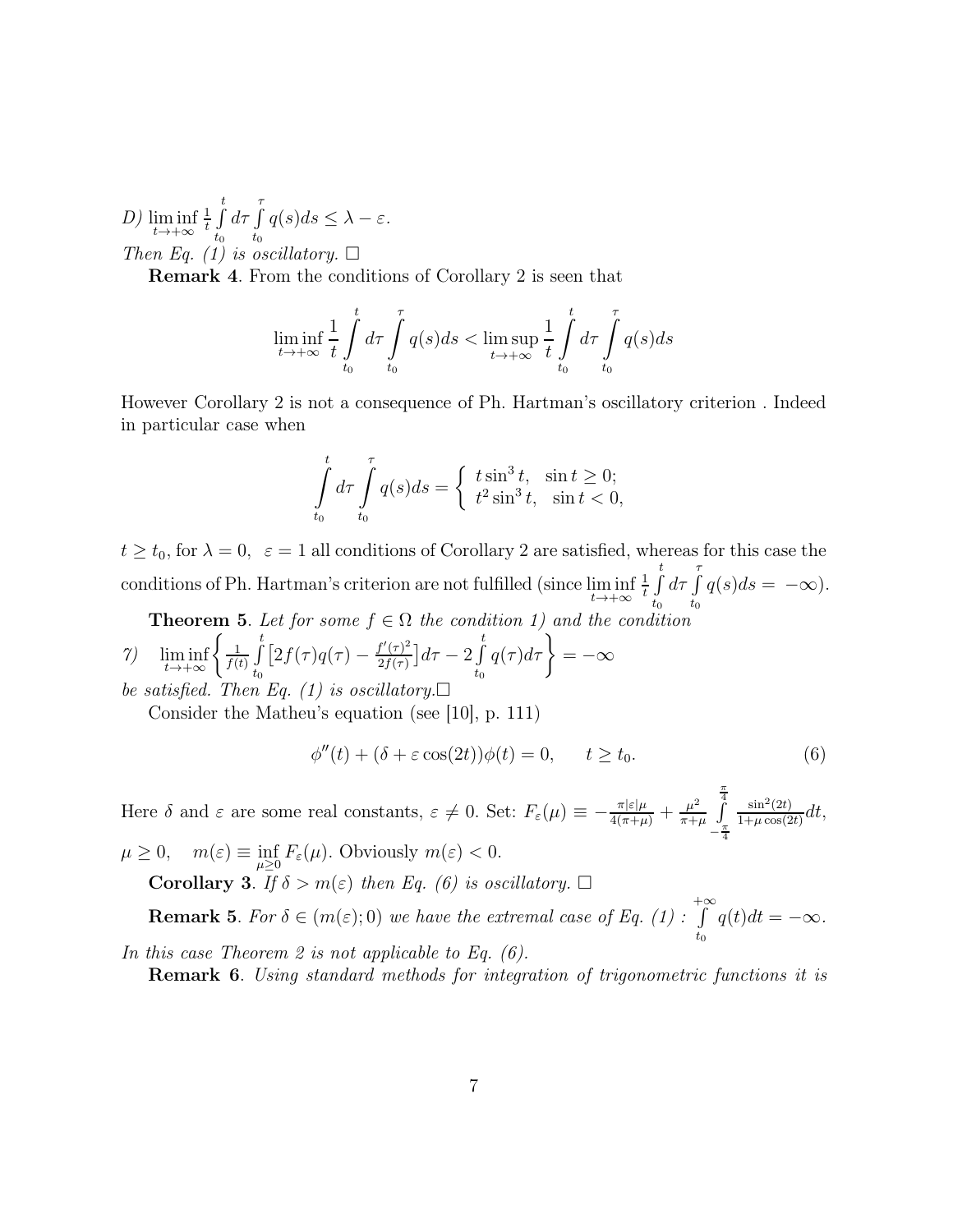*D)* $\liminf\limits_{t\to+\infty} \frac{1}{t}\int\limits_{t_0}^{t} d\tau \int\limits_{t_0}^{\tau} q(s)ds \le \lambda - \varepsilon.$

*Then Eq. (1) is oscillatory.* $\square$

**Remark 4**. From the conditions of Corollary 2 is seen that

$$\liminf_{t\to+\infty} \frac{1}{t}\int\limits_{t_0}^{t} d\tau \int\limits_{t_0}^{\tau} q(s)ds < \limsup_{t\to+\infty} \frac{1}{t}\int\limits_{t_0}^{t} d\tau \int\limits_{t_0}^{\tau} q(s)ds$$

However Corollary 2 is not a consequence of Ph. Hartman's oscillatory criterion . Indeed in particular case when

$$\int\limits_{t_0}^{t} d\tau \int\limits_{t_0}^{\tau} q(s)ds = \begin{cases} t\sin^3 t, & \sin t \ge 0; \\ t^2 \sin^3 t, & \sin t < 0, \end{cases}$$

$t \ge t_0$, for $\lambda = 0, \ \varepsilon = 1$ all conditions of Corollary 2 are satisfied, whereas for this case the conditions of Ph. Hartman's criterion are not fulfilled (since $\liminf\limits_{t\to+\infty} \frac{1}{t}\int\limits_{t_0}^{t} d\tau \int\limits_{t_0}^{\tau} q(s)ds = -\infty$).

**Theorem 5**. *Let for some $f \in \Omega$ the condition 1) and the condition*

*7)* $\liminf\limits_{t\to+\infty}\left\{ \frac{1}{f(t)}\int\limits_{t_0}^{t}\left[2f(\tau)q(\tau) - \frac{f'(\tau)^2}{2f(\tau)}\right]d\tau - 2\int\limits_{t_0}^{t} q(\tau)d\tau \right\} = -\infty$

*be satisfied. Then Eq. (1) is oscillatory.*$\square$

Consider the Matheu's equation (see [10], p. 111)

$$\phi''(t) + (\delta + \varepsilon\cos(2t))\phi(t) = 0, \qquad t \ge t_0. \tag{6}$$

Here $\delta$ and $\varepsilon$ are some real constants, $\varepsilon \ne 0$. Set: $F_\varepsilon(\mu) \equiv -\frac{\pi|\varepsilon|\mu}{4(\pi+\mu)} + \frac{\mu^2}{\pi+\mu}\int\limits_{-\frac{\pi}{4}}^{\frac{\pi}{4}} \frac{\sin^2(2t)}{1+\mu\cos(2t)}dt$, $\mu \ge 0, \quad m(\varepsilon) \equiv \inf\limits_{\mu\ge 0} F_\varepsilon(\mu)$. Obviously $m(\varepsilon) < 0$.

**Corollary 3**. *If $\delta > m(\varepsilon)$ then Eq. (6) is oscillatory.* $\square$

**Remark 5**. *For $\delta \in (m(\varepsilon); 0)$ we have the extremal case of Eq. (1) : $\int\limits_{t_0}^{+\infty} q(t)dt = -\infty$. In this case Theorem 2 is not applicable to Eq. (6).*

**Remark 6**. *Using standard methods for integration of trigonometric functions it is*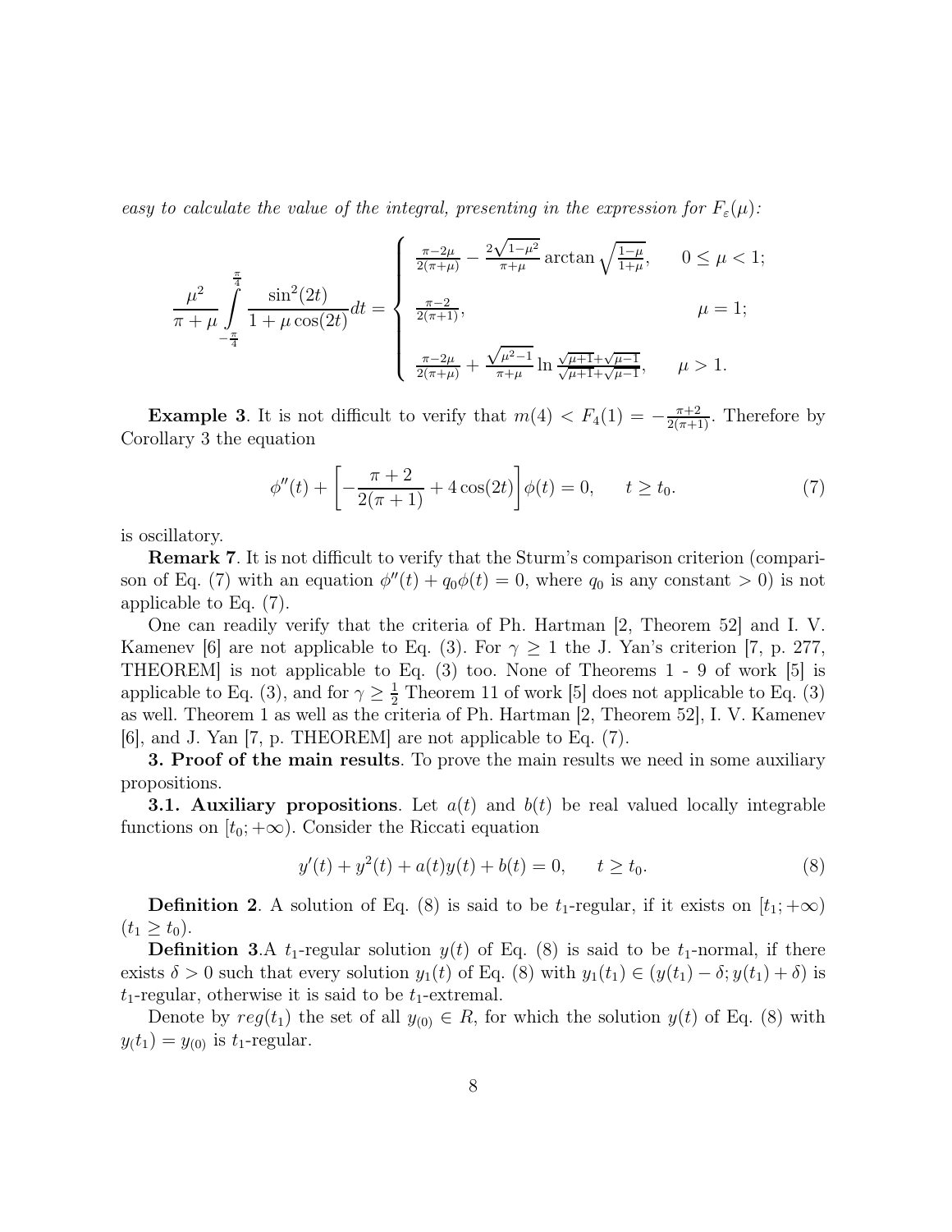*easy to calculate the value of the integral, presenting in the expression for $F_\varepsilon(\mu)$:*

$$\frac{\mu^2}{\pi+\mu}\int\limits_{-\frac{\pi}{4}}^{\frac{\pi}{4}} \frac{\sin^2(2t)}{1+\mu\cos(2t)}dt = \begin{cases} \frac{\pi-2\mu}{2(\pi+\mu)} - \frac{2\sqrt{1-\mu^2}}{\pi+\mu}\arctan\sqrt{\frac{1-\mu}{1+\mu}}, & 0 \le \mu < 1; \\ \frac{\pi-2}{2(\pi+1)}, & \mu = 1; \\ \frac{\pi-2\mu}{2(\pi+\mu)} + \frac{\sqrt{\mu^2-1}}{\pi+\mu}\ln\frac{\sqrt{\mu+1}+\sqrt{\mu-1}}{\sqrt{\mu+1}+\sqrt{\mu-1}}, & \mu > 1. \end{cases}$$

**Example 3**. It is not difficult to verify that $m(4) < F_4(1) = -\frac{\pi+2}{2(\pi+1)}$. Therefore by Corollary 3 the equation

$$\phi''(t) + \left[-\frac{\pi+2}{2(\pi+1)} + 4\cos(2t)\right]\phi(t) = 0, \qquad t \ge t_0. \tag{7}$$

is oscillatory.

**Remark 7**. It is not difficult to verify that the Sturm's comparison criterion (comparison of Eq. (7) with an equation $\phi''(t) + q_0\phi(t) = 0$, where $q_0$ is any constant $> 0$) is not applicable to Eq. (7).

One can readily verify that the criteria of Ph. Hartman [2, Theorem 52] and I. V. Kamenev [6] are not applicable to Eq. (3). For $\gamma \ge 1$ the J. Yan's criterion [7, p. 277, THEOREM] is not applicable to Eq. (3) too. None of Theorems 1 - 9 of work [5] is applicable to Eq. (3), and for $\gamma \ge \frac{1}{2}$ Theorem 11 of work [5] does not applicable to Eq. (3) as well. Theorem 1 as well as the criteria of Ph. Hartman [2, Theorem 52], I. V. Kamenev [6], and J. Yan [7, p. THEOREM] are not applicable to Eq. (7).

**3. Proof of the main results**. To prove the main results we need in some auxiliary propositions.

**3.1. Auxiliary propositions**. Let $a(t)$ and $b(t)$ be real valued locally integrable functions on $[t_0; +\infty)$. Consider the Riccati equation

$$y'(t) + y^2(t) + a(t)y(t) + b(t) = 0, \qquad t \ge t_0. \tag{8}$$

**Definition 2**. A solution of Eq. (8) is said to be $t_1$-regular, if it exists on $[t_1; +\infty)$ $(t_1 \ge t_0)$.

**Definition 3**.A $t_1$-regular solution $y(t)$ of Eq. (8) is said to be $t_1$-normal, if there exists $\delta > 0$ such that every solution $y_1(t)$ of Eq. (8) with $y_1(t_1) \in (y(t_1) - \delta; y(t_1) + \delta)$ is $t_1$-regular, otherwise it is said to be $t_1$-extremal.

Denote by $reg(t_1)$ the set of all $y_{(0)} \in R$, for which the solution $y(t)$ of Eq. (8) with $y_(t_1) = y_{(0)}$ is $t_1$-regular.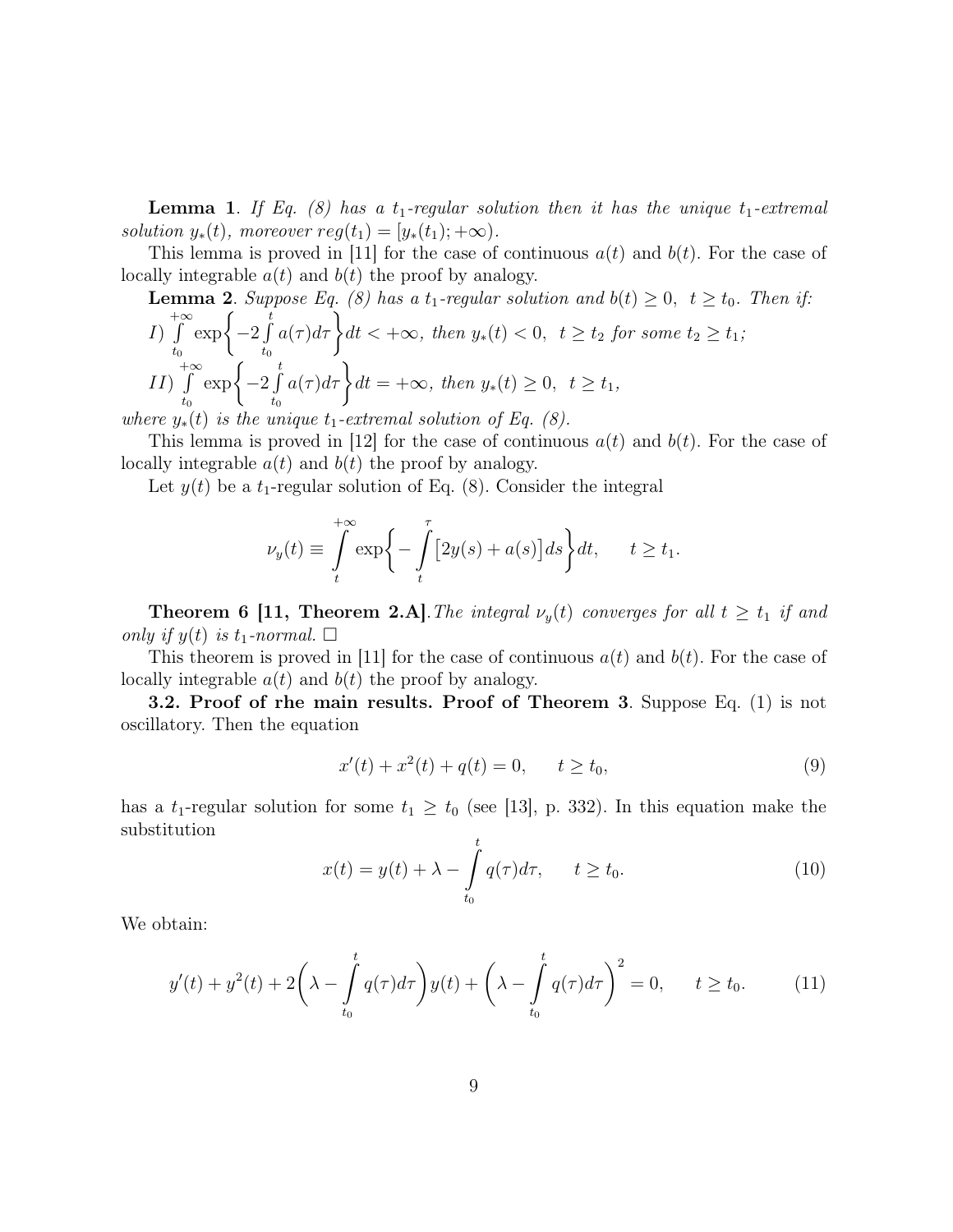**Lemma 1**. *If Eq. (8) has a $t_1$-regular solution then it has the unique $t_1$-extremal solution $y_*(t)$, moreover $reg(t_1) = [y_*(t_1); +\infty)$.*

This lemma is proved in [11] for the case of continuous $a(t)$ and $b(t)$. For the case of locally integrable $a(t)$ and $b(t)$ the proof by analogy.

**Lemma 2**. *Suppose Eq. (8) has a $t_1$-regular solution and $b(t) \geq 0, \ t \geq t_0$. Then if:*

*I)* $\int\limits_{t_0}^{+\infty} \exp\biggl\{-2\int\limits_{t_0}^{t} a(\tau)d\tau\biggr\}dt < +\infty$, *then* $y_*(t) < 0, \ t \geq t_2$ *for some* $t_2 \geq t_1$*;*

*II)* $\int\limits_{t_0}^{+\infty} \exp\biggl\{-2\int\limits_{t_0}^{t} a(\tau)d\tau\biggr\}dt = +\infty$, *then* $y_*(t) \geq 0, \ t \geq t_1$,

*where $y_*(t)$ is the unique $t_1$-extremal solution of Eq. (8).*

This lemma is proved in [12] for the case of continuous $a(t)$ and $b(t)$. For the case of locally integrable $a(t)$ and $b(t)$ the proof by analogy.

Let $y(t)$ be a $t_1$-regular solution of Eq. (8). Consider the integral

$$\nu_y(t) \equiv \int\limits_{t}^{+\infty} \exp\biggl\{-\int\limits_{t}^{\tau}\bigl[2y(s) + a(s)\bigr]ds\biggr\}dt, \qquad t \geq t_1.$$

**Theorem 6 [11, Theorem 2.A]**. *The integral $\nu_y(t)$ converges for all $t \geq t_1$ if and only if $y(t)$ is $t_1$-normal.* $\square$

This theorem is proved in [11] for the case of continuous $a(t)$ and $b(t)$. For the case of locally integrable $a(t)$ and $b(t)$ the proof by analogy.

**3.2. Proof of rhe main results. Proof of Theorem 3**. Suppose Eq. (1) is not oscillatory. Then the equation

$$x'(t) + x^2(t) + q(t) = 0, \qquad t \geq t_0, \tag{9}$$

has a $t_1$-regular solution for some $t_1 \geq t_0$ (see [13], p. 332). In this equation make the substitution

$$x(t) = y(t) + \lambda - \int\limits_{t_0}^{t} q(\tau)d\tau, \qquad t \geq t_0. \tag{10}$$

We obtain:

$$y'(t) + y^2(t) + 2\biggl(\lambda - \int\limits_{t_0}^{t} q(\tau)d\tau\biggr)y(t) + \biggl(\lambda - \int\limits_{t_0}^{t} q(\tau)d\tau\biggr)^2 = 0, \qquad t \geq t_0. \tag{11}$$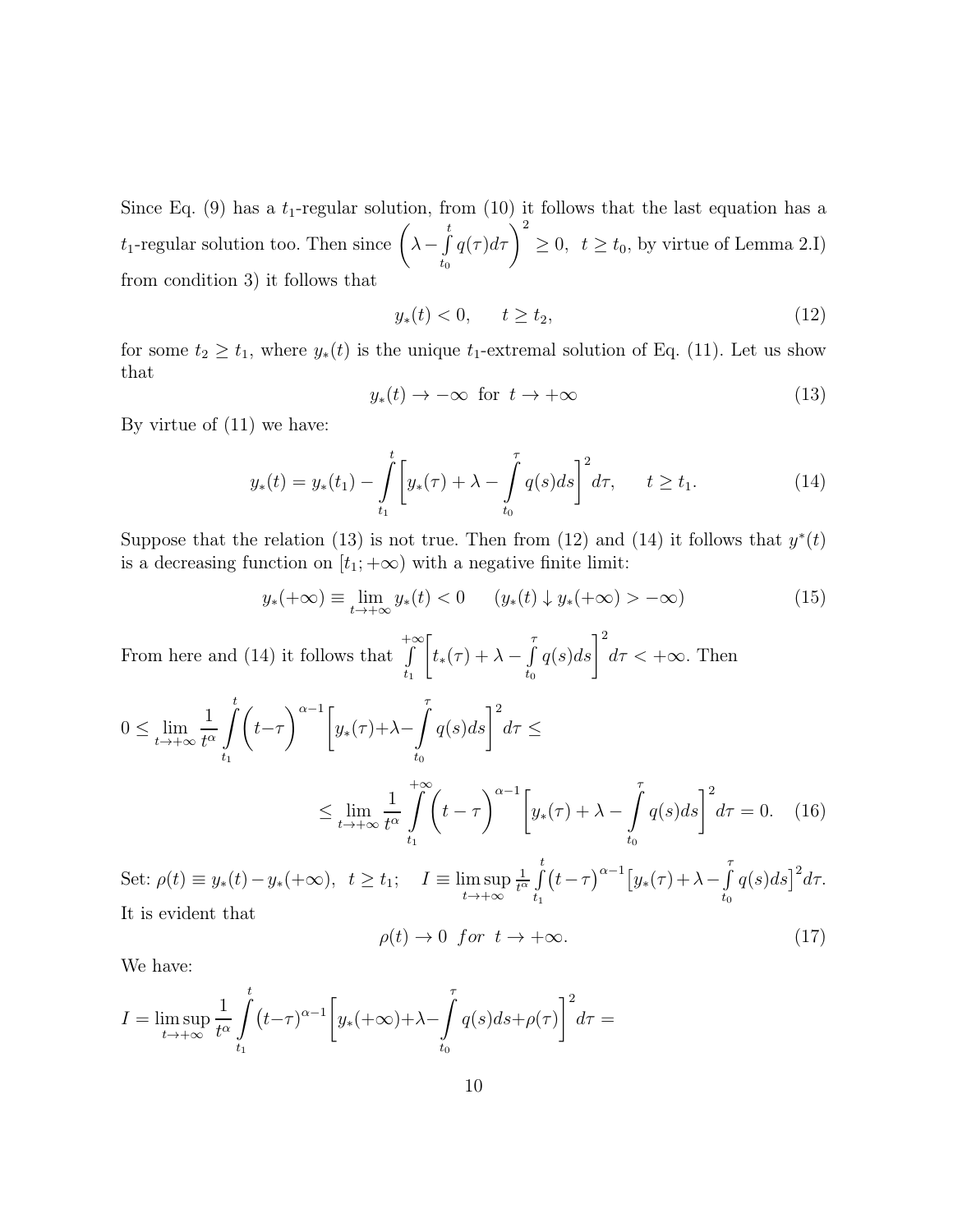Since Eq. (9) has a $t_1$-regular solution, from (10) it follows that the last equation has a $t_1$-regular solution too. Then since $\left(\lambda - \int\limits_{t_0}^{t} q(\tau)d\tau\right)^2 \ge 0, \ \ t \ge t_0$, by virtue of Lemma 2.I) from condition 3) it follows that

$$y_*(t) < 0, \qquad t \ge t_2, \tag{12}$$

for some $t_2 \ge t_1$, where $y_*(t)$ is the unique $t_1$-extremal solution of Eq. (11). Let us show that

$$y_*(t) \to -\infty \ \text{ for } \ t \to +\infty \tag{13}$$

By virtue of (11) we have:

$$y_*(t) = y_*(t_1) - \int\limits_{t_1}^{t}\left[y_*(\tau) + \lambda - \int\limits_{t_0}^{\tau} q(s)ds\right]^2 d\tau, \qquad t \ge t_1. \tag{14}$$

Suppose that the relation (13) is not true. Then from (12) and (14) it follows that $y^*(t)$ is a decreasing function on $[t_1;+\infty)$ with a negative finite limit:

$$y_*(+\infty) \equiv \lim_{t\to+\infty} y_*(t) < 0 \qquad (y_*(t) \downarrow y_*(+\infty) > -\infty) \tag{15}$$

From here and (14) it follows that $\int\limits_{t_1}^{+\infty}\left[t_*(\tau) + \lambda - \int\limits_{t_0}^{\tau} q(s)ds\right]^2 d\tau < +\infty$. Then

$$0 \le \lim_{t\to+\infty}\frac{1}{t^\alpha}\int\limits_{t_1}^{t}\Big(t-\tau\Big)^{\alpha-1}\left[y_*(\tau)+\lambda-\int\limits_{t_0}^{\tau} q(s)ds\right]^2 d\tau \le$$

$$\le \lim_{t\to+\infty}\frac{1}{t^\alpha}\int\limits_{t_1}^{+\infty}\Big(t-\tau\Big)^{\alpha-1}\left[y_*(\tau)+\lambda-\int\limits_{t_0}^{\tau} q(s)ds\right]^2 d\tau = 0. \tag{16}$$

Set: $\rho(t) \equiv y_*(t) - y_*(+\infty), \ \ t \ge t_1; \quad I \equiv \limsup\limits_{t\to+\infty}\frac{1}{t^\alpha}\int\limits_{t_1}^{t}\big(t-\tau\big)^{\alpha-1}\big[y_*(\tau)+\lambda-\int\limits_{t_0}^{\tau} q(s)ds\big]^2 d\tau.$ It is evident that

$$\rho(t) \to 0 \ \ for \ \ t \to +\infty. \tag{17}$$

We have:

$$I = \limsup_{t\to+\infty}\frac{1}{t^\alpha}\int\limits_{t_1}^{t}\big(t-\tau\big)^{\alpha-1}\left[y_*(+\infty)+\lambda-\int\limits_{t_0}^{\tau} q(s)ds+\rho(\tau)\right]^2 d\tau =$$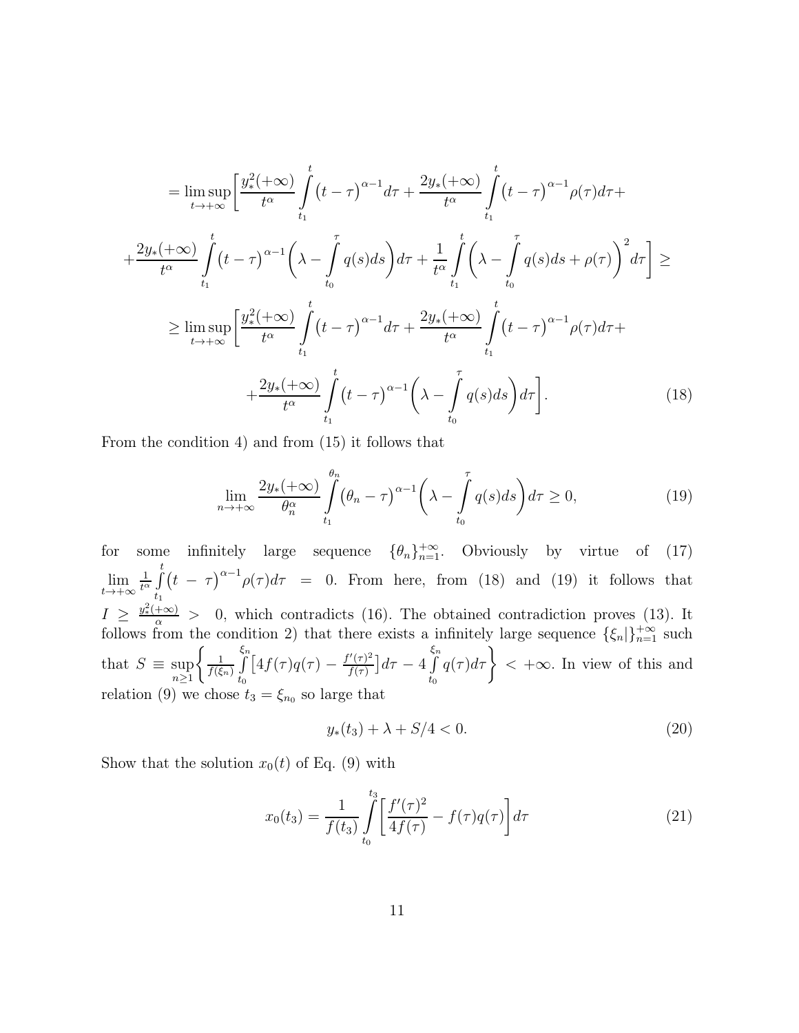$$
= \limsup_{t \to +\infty} \Bigg[ \frac{y_*^2(+\infty)}{t^\alpha} \int\limits_{t_1}^{t} \big(t - \tau\big)^{\alpha - 1} d\tau + \frac{2 y_*(+\infty)}{t^\alpha} \int\limits_{t_1}^{t} \big(t - \tau\big)^{\alpha - 1} \rho(\tau) d\tau +
$$

$$
+ \frac{2 y_*(+\infty)}{t^\alpha} \int\limits_{t_1}^{t} \big(t - \tau\big)^{\alpha - 1} \bigg( \lambda - \int\limits_{t_0}^{\tau} q(s) ds \bigg) d\tau + \frac{1}{t^\alpha} \int\limits_{t_1}^{t} \bigg( \lambda - \int\limits_{t_0}^{\tau} q(s) ds + \rho(\tau) \bigg)^2 d\tau \Bigg] \geq
$$

$$
\geq \limsup_{t \to +\infty} \Bigg[ \frac{y_*^2(+\infty)}{t^\alpha} \int\limits_{t_1}^{t} \big(t - \tau\big)^{\alpha - 1} d\tau + \frac{2 y_*(+\infty)}{t^\alpha} \int\limits_{t_1}^{t} \big(t - \tau\big)^{\alpha - 1} \rho(\tau) d\tau +
$$

$$
+ \frac{2 y_*(+\infty)}{t^\alpha} \int\limits_{t_1}^{t} \big(t - \tau\big)^{\alpha - 1} \bigg( \lambda - \int\limits_{t_0}^{\tau} q(s) ds \bigg) d\tau \Bigg]. \tag{18}
$$

From the condition 4) and from (15) it follows that

$$
\lim_{n \to +\infty} \frac{2 y_*(+\infty)}{\theta_n^\alpha} \int\limits_{t_1}^{\theta_n} \big(\theta_n - \tau\big)^{\alpha - 1} \bigg( \lambda - \int\limits_{t_0}^{\tau} q(s) ds \bigg) d\tau \geq 0, \tag{19}
$$

for some infinitely large sequence $\{\theta_n\}_{n=1}^{+\infty}$. Obviously by virtue of (17) $\lim\limits_{t \to +\infty} \frac{1}{t^\alpha} \int\limits_{t_1}^{t} \big(t - \tau\big)^{\alpha - 1} \rho(\tau) d\tau = 0$. From here, from (18) and (19) it follows that $I \geq \frac{y_*^2(+\infty)}{\alpha} > 0$, which contradicts (16). The obtained contradiction proves (13). It follows from the condition 2) that there exists a infinitely large sequence $\{\xi_n|\}_{n=1}^{+\infty}$ such that $S \equiv \sup\limits_{n \geq 1} \bigg\{ \frac{1}{f(\xi_n)} \int\limits_{t_0}^{\xi_n} \big[ 4 f(\tau) q(\tau) - \frac{f'(\tau)^2}{f(\tau)} \big] d\tau - 4 \int\limits_{t_0}^{\xi_n} q(\tau) d\tau \bigg\} < +\infty$. In view of this and relation (9) we chose $t_3 = \xi_{n_0}$ so large that

$$
y_*(t_3) + \lambda + S/4 < 0. \tag{20}
$$

Show that the solution $x_0(t)$ of Eq. (9) with

$$
x_0(t_3) = \frac{1}{f(t_3)} \int\limits_{t_0}^{t_3} \bigg[ \frac{f'(\tau)^2}{4 f(\tau)} - f(\tau) q(\tau) \bigg] d\tau \tag{21}
$$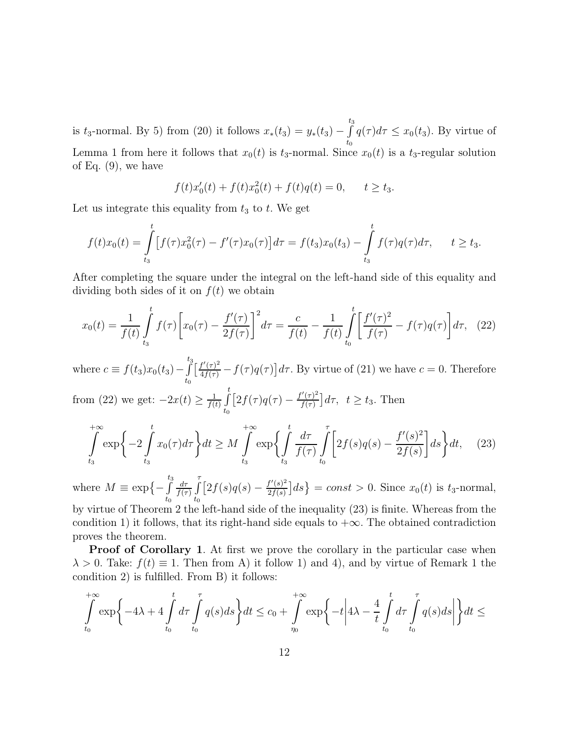is $t_3$-normal. By 5) from (20) it follows $x_*(t_3) = y_*(t_3) - \int\limits_{t_0}^{t_3} q(\tau)d\tau \le x_0(t_3)$. By virtue of Lemma 1 from here it follows that $x_0(t)$ is $t_3$-normal. Since $x_0(t)$ is a $t_3$-regular solution of Eq. (9), we have

$$f(t)x_0'(t) + f(t)x_0^2(t) + f(t)q(t) = 0, \qquad t \ge t_3.$$

Let us integrate this equality from $t_3$ to $t$. We get

$$f(t)x_0(t) = \int\limits_{t_3}^{t} \big[f(\tau)x_0^2(\tau) - f'(\tau)x_0(\tau)\big]d\tau = f(t_3)x_0(t_3) - \int\limits_{t_3}^{t} f(\tau)q(\tau)d\tau, \qquad t \ge t_3.$$

After completing the square under the integral on the left-hand side of this equality and dividing both sides of it on $f(t)$ we obtain

$$x_0(t) = \frac{1}{f(t)}\int\limits_{t_3}^{t} f(\tau)\bigg[x_0(\tau) - \frac{f'(\tau)}{2f(\tau)}\bigg]^2 d\tau = \frac{c}{f(t)} - \frac{1}{f(t)}\int\limits_{t_0}^{t}\bigg[\frac{f'(\tau)^2}{f(\tau)} - f(\tau)q(\tau)\bigg]d\tau, \quad (22)$$

where $c \equiv f(t_3)x_0(t_3) - \int\limits_{t_0}^{t_3}\big[\frac{f'(\tau)^2}{4f(\tau)} - f(\tau)q(\tau)\big]d\tau$. By virtue of (21) we have $c = 0$. Therefore from (22) we get: $-2x(t) \ge \frac{1}{f(t)}\int\limits_{t_0}^{t}\big[2f(\tau)q(\tau) - \frac{f'(\tau)^2}{f(\tau)}\big]d\tau,\ \ t \ge t_3$. Then

$$\int\limits_{t_3}^{+\infty}\exp\bigg\{-2\int\limits_{t_3}^{t} x_0(\tau)d\tau\bigg\}dt \ge M\int\limits_{t_3}^{+\infty}\exp\bigg\{\int\limits_{t_3}^{t}\frac{d\tau}{f(\tau)}\int\limits_{t_0}^{\tau}\bigg[2f(s)q(s) - \frac{f'(s)^2}{2f(s)}\bigg]ds\bigg\}dt, \quad (23)$$

where $M \equiv \exp\big\{-\int\limits_{t_0}^{t_3}\frac{d\tau}{f(\tau)}\int\limits_{t_0}^{\tau}\big[2f(s)q(s) - \frac{f'(s)^2}{2f(s)}\big]ds\big\} = const > 0$. Since $x_0(t)$ is $t_3$-normal, by virtue of Theorem 2 the left-hand side of the inequality (23) is finite. Whereas from the condition 1) it follows, that its right-hand side equals to $+\infty$. The obtained contradiction proves the theorem.

**Proof of Corollary 1**. At first we prove the corollary in the particular case when $\lambda > 0$. Take: $f(t) \equiv 1$. Then from A) it follow 1) and 4), and by virtue of Remark 1 the condition 2) is fulfilled. From B) it follows:

$$\int\limits_{t_0}^{+\infty}\exp\bigg\{-4\lambda + 4\int\limits_{t_0}^{t}d\tau\int\limits_{t_0}^{\tau}q(s)ds\bigg\}dt \le c_0 + \int\limits_{\eta_0}^{+\infty}\exp\bigg\{-t\bigg|4\lambda - \frac{4}{t}\int\limits_{t_0}^{t}d\tau\int\limits_{t_0}^{\tau}q(s)ds\bigg|\bigg\}dt \le$$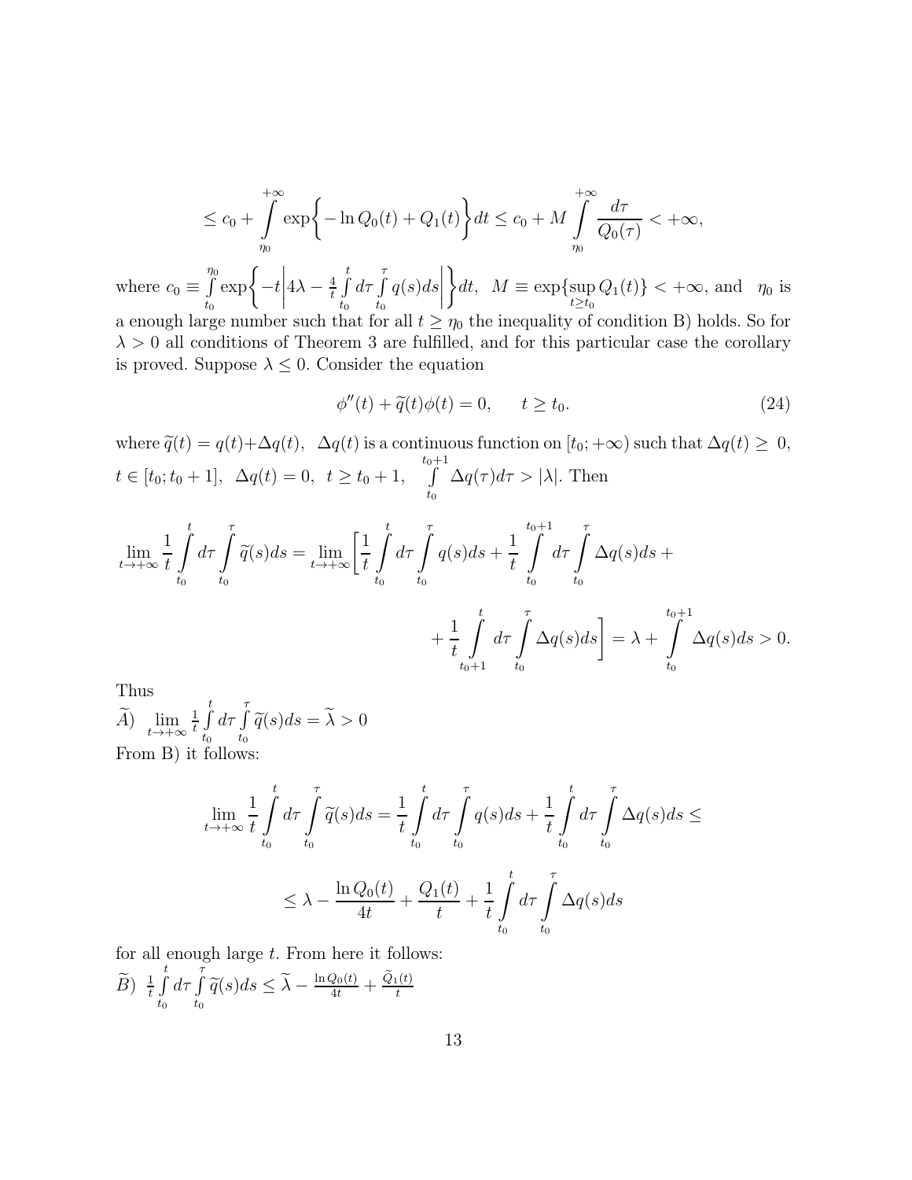$$\le c_0 + \int\limits_{\eta_0}^{+\infty} \exp\biggl\{-\ln Q_0(t) + Q_1(t)\biggr\}dt \le c_0 + M\int\limits_{\eta_0}^{+\infty}\frac{d\tau}{Q_0(\tau)} < +\infty,$$

where $c_0 \equiv \int\limits_{t_0}^{\eta_0}\exp\biggl\{-t\biggl|4\lambda - \frac{4}{t}\int\limits_{t_0}^{t}d\tau\int\limits_{t_0}^{\tau}q(s)ds\biggr|\biggr\}dt$, $M \equiv \exp\{\sup\limits_{t\ge t_0}Q_1(t)\} < +\infty$, and $\eta_0$ is a enough large number such that for all $t \ge \eta_0$ the inequality of condition B) holds. So for $\lambda > 0$ all conditions of Theorem 3 are fulfilled, and for this particular case the corollary is proved. Suppose $\lambda \le 0$. Consider the equation

$$\phi''(t) + \widetilde{q}(t)\phi(t) = 0, \qquad t \ge t_0. \tag{24}$$

where $\widetilde{q}(t) = q(t) + \Delta q(t)$, $\Delta q(t)$ is a continuous function on $[t_0; +\infty)$ such that $\Delta q(t) \ge 0$, $t \in [t_0; t_0+1]$, $\Delta q(t) = 0$, $t \ge t_0 + 1$, $\int\limits_{t_0}^{t_0+1}\Delta q(\tau)d\tau > |\lambda|$. Then

$$\lim_{t\to+\infty}\frac{1}{t}\int\limits_{t_0}^{t}d\tau\int\limits_{t_0}^{\tau}\widetilde{q}(s)ds = \lim_{t\to+\infty}\biggl[\frac{1}{t}\int\limits_{t_0}^{t}d\tau\int\limits_{t_0}^{\tau}q(s)ds + \frac{1}{t}\int\limits_{t_0}^{t_0+1}d\tau\int\limits_{t_0}^{\tau}\Delta q(s)ds +$$

$$+\frac{1}{t}\int\limits_{t_0+1}^{t}d\tau\int\limits_{t_0}^{\tau}\Delta q(s)ds\biggr] = \lambda + \int\limits_{t_0}^{t_0+1}\Delta q(s)ds > 0.$$

Thus

$\widetilde{A})$ $\lim\limits_{t\to+\infty}\frac{1}{t}\int\limits_{t_0}^{t}d\tau\int\limits_{t_0}^{\tau}\widetilde{q}(s)ds = \widetilde{\lambda} > 0$

From B) it follows:

$$\lim_{t\to+\infty}\frac{1}{t}\int\limits_{t_0}^{t}d\tau\int\limits_{t_0}^{\tau}\widetilde{q}(s)ds = \frac{1}{t}\int\limits_{t_0}^{t}d\tau\int\limits_{t_0}^{\tau}q(s)ds + \frac{1}{t}\int\limits_{t_0}^{t}d\tau\int\limits_{t_0}^{\tau}\Delta q(s)ds \le$$

$$\le \lambda - \frac{\ln Q_0(t)}{4t} + \frac{Q_1(t)}{t} + \frac{1}{t}\int\limits_{t_0}^{t}d\tau\int\limits_{t_0}^{\tau}\Delta q(s)ds$$

for all enough large $t$. From here it follows:

$\widetilde{B})$ $\frac{1}{t}\int\limits_{t_0}^{t}d\tau\int\limits_{t_0}^{\tau}\widetilde{q}(s)ds \le \widetilde{\lambda} - \frac{\ln Q_0(t)}{4t} + \frac{\widetilde{Q}_1(t)}{t}$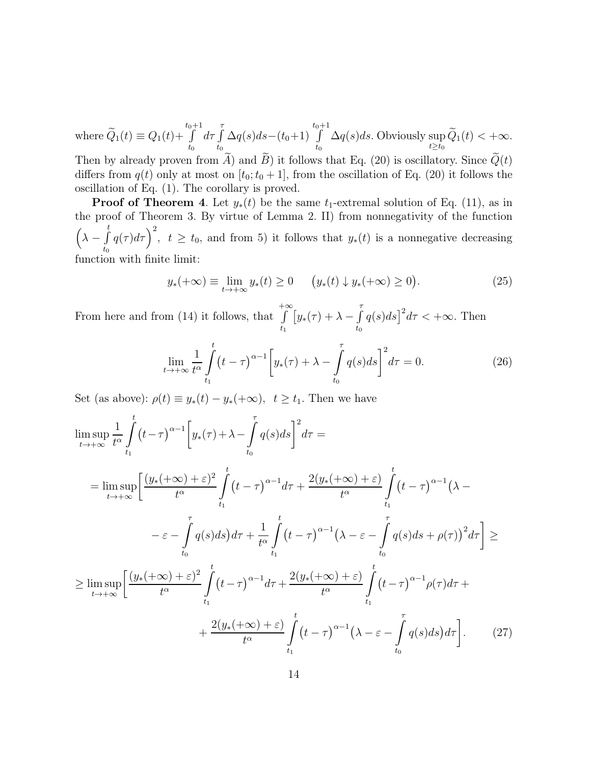where $\widetilde{Q}_1(t) \equiv Q_1(t) + \int\limits_{t_0}^{t_0+1} d\tau \int\limits_{t_0}^{\tau} \Delta q(s)ds - (t_0+1) \int\limits_{t_0}^{t_0+1} \Delta q(s)ds$. Obviously $\sup\limits_{t \ge t_0} \widetilde{Q}_1(t) < +\infty$. Then by already proven from $\widetilde{A})$ and $\widetilde{B})$ it follows that Eq. (20) is oscillatory. Since $\widetilde{Q}(t)$ differs from $q(t)$ only at most on $[t_0; t_0+1]$, from the oscillation of Eq. (20) it follows the oscillation of Eq. (1). The corollary is proved.

**Proof of Theorem 4**. Let $y_*(t)$ be the same $t_1$-extremal solution of Eq. (11), as in the proof of Theorem 3. By virtue of Lemma 2. II) from nonnegativity of the function $\Bigl(\lambda - \int\limits_{t_0}^{t} q(\tau)d\tau\Bigr)^2$, $t \ge t_0$, and from 5) it follows that $y_*(t)$ is a nonnegative decreasing function with finite limit:

$$y_*(+\infty) \equiv \lim_{t\to+\infty} y_*(t) \ge 0 \qquad \bigl(y_*(t) \downarrow y_*(+\infty) \ge 0\bigr). \tag{25}$$

From here and from (14) it follows, that $\int\limits_{t_1}^{+\infty} \bigl[y_*(\tau) + \lambda - \int\limits_{t_0}^{\tau} q(s)ds\bigr]^2 d\tau < +\infty$. Then

$$\lim_{t\to+\infty} \frac{1}{t^\alpha} \int\limits_{t_1}^{t} \bigl(t-\tau\bigr)^{\alpha-1} \biggl[y_*(\tau) + \lambda - \int\limits_{t_0}^{\tau} q(s)ds\biggr]^2 d\tau = 0. \tag{26}$$

Set (as above): $\rho(t) \equiv y_*(t) - y_*(+\infty)$, $t \ge t_1$. Then we have

$$\limsup_{t\to+\infty} \frac{1}{t^\alpha} \int\limits_{t_1}^{t} \bigl(t-\tau\bigr)^{\alpha-1} \biggl[y_*(\tau) + \lambda - \int\limits_{t_0}^{\tau} q(s)ds\biggr]^2 d\tau =$$

$$= \limsup_{t\to+\infty} \biggl[\frac{(y_*(+\infty)+\varepsilon)^2}{t^\alpha} \int\limits_{t_1}^{t} \bigl(t-\tau\bigr)^{\alpha-1} d\tau + \frac{2(y_*(+\infty)+\varepsilon)}{t^\alpha} \int\limits_{t_1}^{t} \bigl(t-\tau\bigr)^{\alpha-1} \bigl(\lambda -$$

$$- \varepsilon - \int\limits_{t_0}^{\tau} q(s)ds\bigr) d\tau + \frac{1}{t^\alpha} \int\limits_{t_1}^{t} \bigl(t-\tau\bigr)^{\alpha-1} \bigl(\lambda - \varepsilon - \int\limits_{t_0}^{\tau} q(s)ds + \rho(\tau)\bigr)^2 d\tau\biggr] \ge$$

$$\ge \limsup_{t\to+\infty} \biggl[\frac{(y_*(+\infty)+\varepsilon)^2}{t^\alpha} \int\limits_{t_1}^{t} \bigl(t-\tau\bigr)^{\alpha-1} d\tau + \frac{2(y_*(+\infty)+\varepsilon)}{t^\alpha} \int\limits_{t_1}^{t} \bigl(t-\tau\bigr)^{\alpha-1} \rho(\tau) d\tau +$$

$$+ \frac{2(y_*(+\infty)+\varepsilon)}{t^\alpha} \int\limits_{t_1}^{t} \bigl(t-\tau\bigr)^{\alpha-1} \bigl(\lambda - \varepsilon - \int\limits_{t_0}^{\tau} q(s)ds\bigr) d\tau\biggr]. \tag{27}$$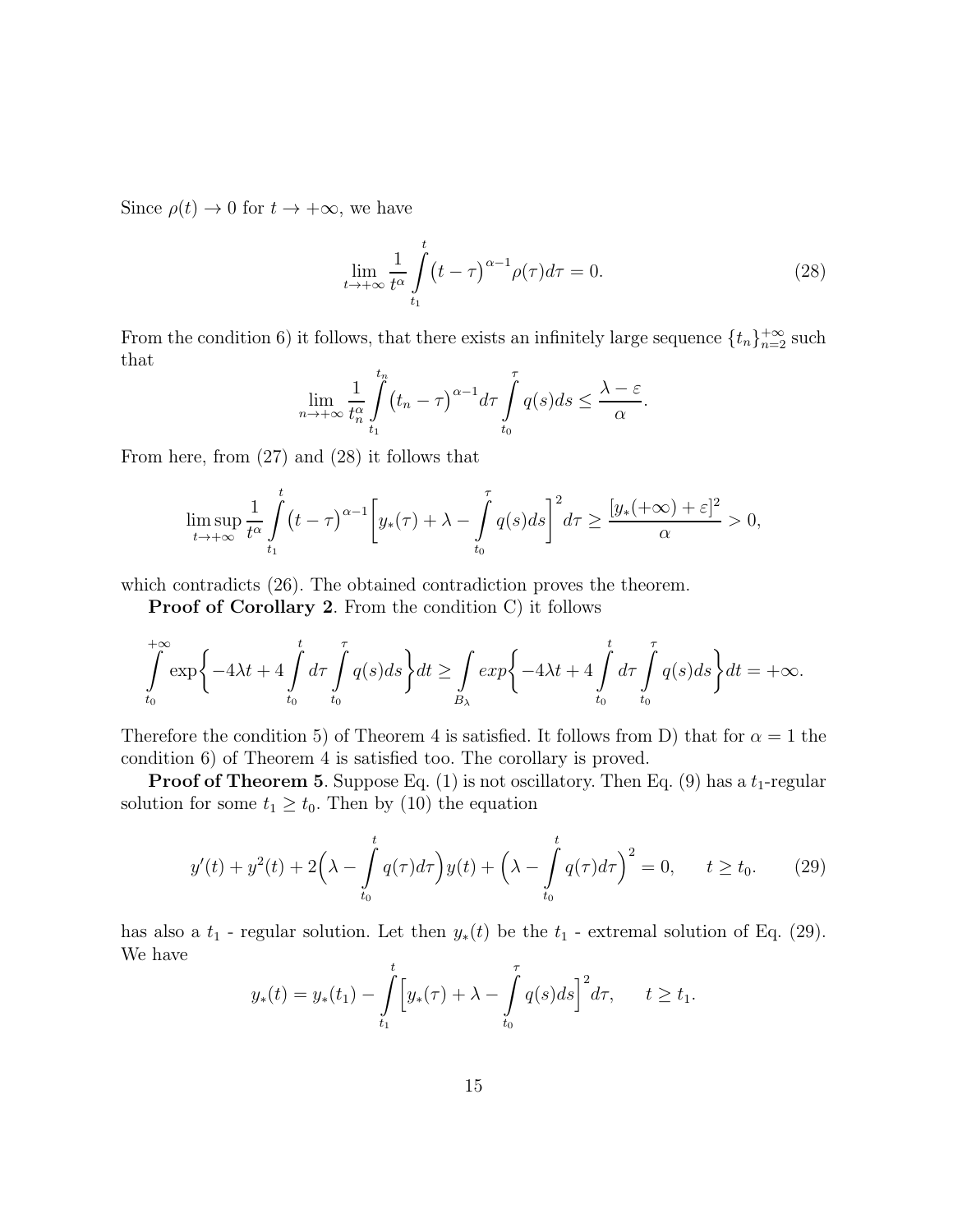Since $\rho(t) \to 0$ for $t \to +\infty$, we have

$$\lim_{t\to+\infty} \frac{1}{t^\alpha} \int\limits_{t_1}^{t} \bigl(t-\tau\bigr)^{\alpha-1} \rho(\tau) d\tau = 0. \tag{28}$$

From the condition 6) it follows, that there exists an infinitely large sequence $\{t_n\}_{n=2}^{+\infty}$ such that

$$\lim_{n\to+\infty} \frac{1}{t_n^\alpha} \int\limits_{t_1}^{t_n} \bigl(t_n-\tau\bigr)^{\alpha-1} d\tau \int\limits_{t_0}^{\tau} q(s)ds \le \frac{\lambda-\varepsilon}{\alpha}.$$

From here, from (27) and (28) it follows that

$$\limsup_{t\to+\infty} \frac{1}{t^\alpha} \int\limits_{t_1}^{t} \bigl(t-\tau\bigr)^{\alpha-1} \biggl[y_*(\tau) + \lambda - \int\limits_{t_0}^{\tau} q(s)ds\biggr]^2 d\tau \ge \frac{[y_*(+\infty)+\varepsilon]^2}{\alpha} > 0,$$

which contradicts (26). The obtained contradiction proves the theorem.

**Proof of Corollary 2**. From the condition C) it follows

$$\int\limits_{t_0}^{+\infty} \exp\biggl\{-4\lambda t + 4\int\limits_{t_0}^{t} d\tau \int\limits_{t_0}^{\tau} q(s)ds\biggr\} dt \ge \int\limits_{B_\lambda} exp\biggl\{-4\lambda t + 4\int\limits_{t_0}^{t} d\tau \int\limits_{t_0}^{\tau} q(s)ds\biggr\} dt = +\infty.$$

Therefore the condition 5) of Theorem 4 is satisfied. It follows from D) that for $\alpha = 1$ the condition 6) of Theorem 4 is satisfied too. The corollary is proved.

**Proof of Theorem 5**. Suppose Eq. (1) is not oscillatory. Then Eq. (9) has a $t_1$-regular solution for some $t_1 \ge t_0$. Then by (10) the equation

$$y'(t) + y^2(t) + 2\Bigl(\lambda - \int\limits_{t_0}^{t} q(\tau)d\tau\Bigr) y(t) + \Bigl(\lambda - \int\limits_{t_0}^{t} q(\tau)d\tau\Bigr)^2 = 0, \qquad t \ge t_0. \tag{29}$$

has also a $t_1$ - regular solution. Let then $y_*(t)$ be the $t_1$ - extremal solution of Eq. (29). We have

$$y_*(t) = y_*(t_1) - \int\limits_{t_1}^{t} \Bigl[y_*(\tau) + \lambda - \int\limits_{t_0}^{\tau} q(s)ds\Bigr]^2 d\tau, \qquad t \ge t_1.$$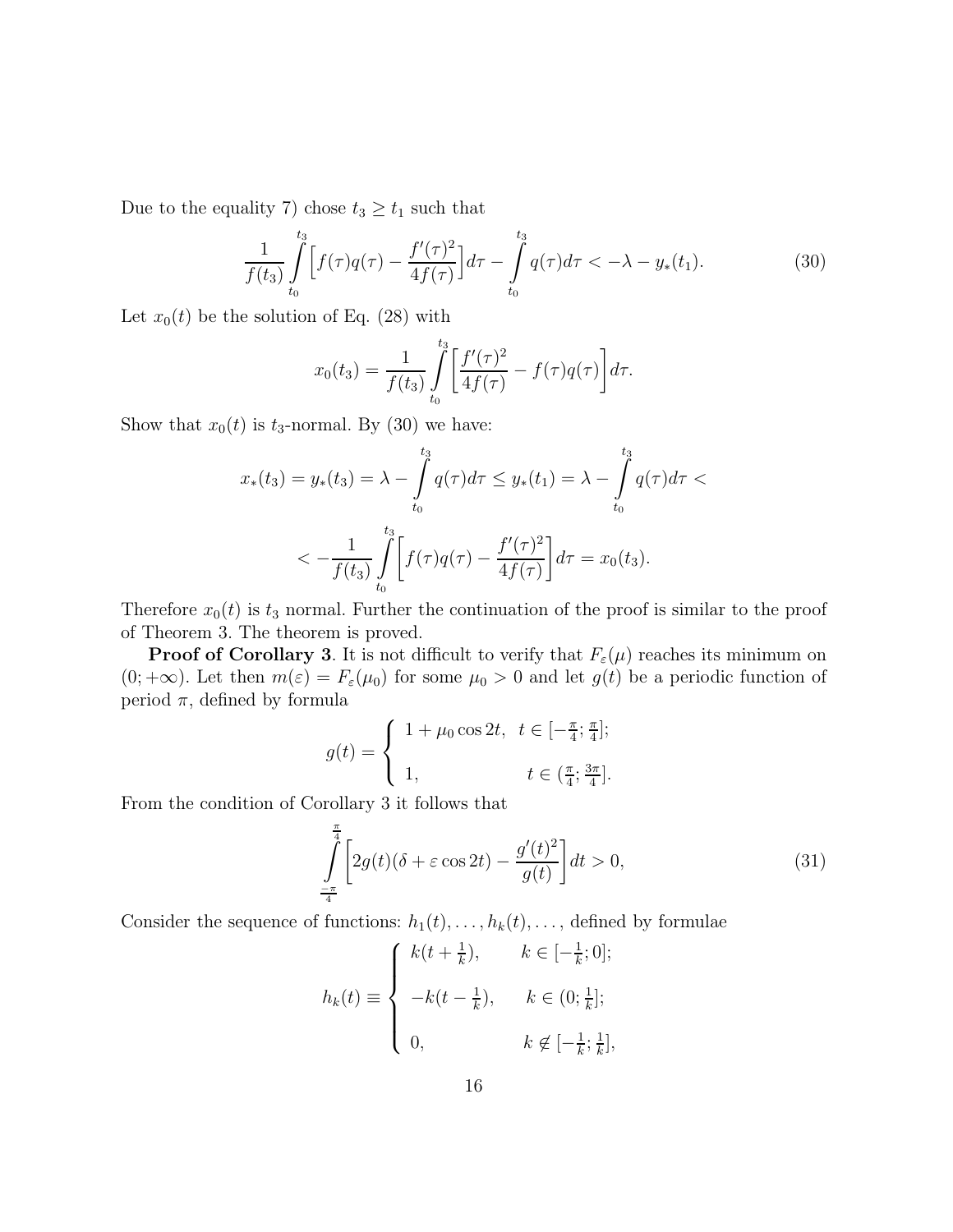Due to the equality 7) chose $t_3 \geq t_1$ such that

$$\frac{1}{f(t_3)} \int_{t_0}^{t_3} \Big[ f(\tau) q(\tau) - \frac{f'(\tau)^2}{4f(\tau)} \Big] d\tau - \int_{t_0}^{t_3} q(\tau) d\tau < -\lambda - y_*(t_1). \tag{30}$$

Let $x_0(t)$ be the solution of Eq. (28) with

$$x_0(t_3) = \frac{1}{f(t_3)} \int_{t_0}^{t_3} \bigg[ \frac{f'(\tau)^2}{4f(\tau)} - f(\tau) q(\tau) \bigg] d\tau.$$

Show that $x_0(t)$ is $t_3$-normal. By (30) we have:

$$x_*(t_3) = y_*(t_3) = \lambda - \int_{t_0}^{t_3} q(\tau) d\tau \leq y_*(t_1) = \lambda - \int_{t_0}^{t_3} q(\tau) d\tau <$$

$$< -\frac{1}{f(t_3)} \int_{t_0}^{t_3} \bigg[ f(\tau) q(\tau) - \frac{f'(\tau)^2}{4f(\tau)} \bigg] d\tau = x_0(t_3).$$

Therefore $x_0(t)$ is $t_3$ normal. Further the continuation of the proof is similar to the proof of Theorem 3. The theorem is proved.

**Proof of Corollary 3**. It is not difficult to verify that $F_\varepsilon(\mu)$ reaches its minimum on $(0; +\infty)$. Let then $m(\varepsilon) = F_\varepsilon(\mu_0)$ for some $\mu_0 > 0$ and let $g(t)$ be a periodic function of period $\pi$, defined by formula

$$g(t) = \begin{cases} 1 + \mu_0 \cos 2t, & t \in [-\frac{\pi}{4}; \frac{\pi}{4}]; \\ 1, & t \in (\frac{\pi}{4}; \frac{3\pi}{4}]. \end{cases}$$

From the condition of Corollary 3 it follows that

$$\int_{\frac{-\pi}{4}}^{\frac{\pi}{4}} \bigg[ 2g(t)(\delta + \varepsilon \cos 2t) - \frac{g'(t)^2}{g(t)} \bigg] dt > 0, \tag{31}$$

Consider the sequence of functions: $h_1(t), \dots, h_k(t), \dots$, defined by formulae

$$h_k(t) \equiv \begin{cases} k(t + \frac{1}{k}), & k \in [-\frac{1}{k}; 0]; \\ -k(t - \frac{1}{k}), & k \in (0; \frac{1}{k}]; \\ 0, & k \notin [-\frac{1}{k}; \frac{1}{k}], \end{cases}$$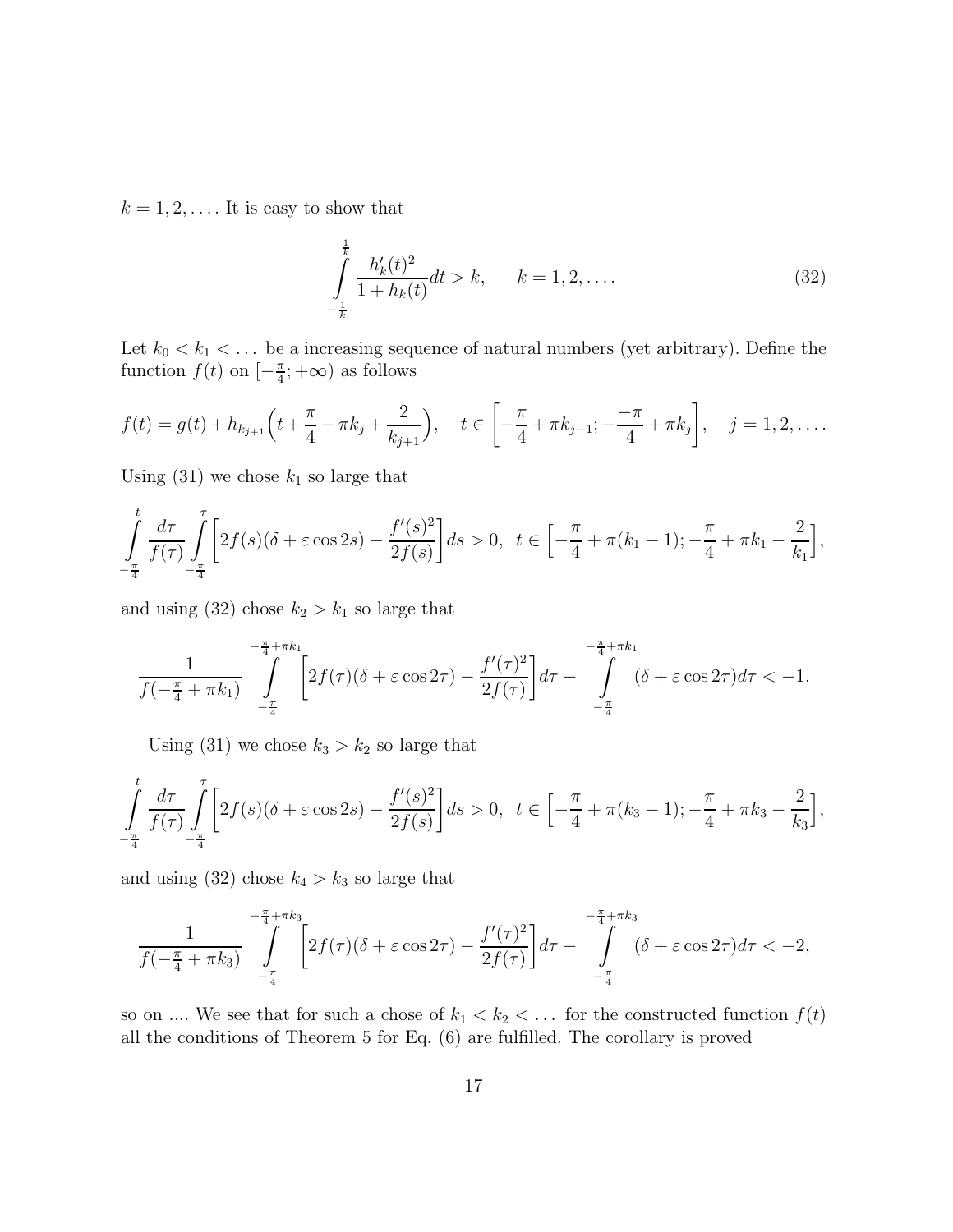$k = 1, 2, \ldots$. It is easy to show that

$$\int\limits_{-\frac{1}{k}}^{\frac{1}{k}} \frac{h_k'(t)^2}{1 + h_k(t)} dt > k, \qquad k = 1, 2, \ldots. \tag{32}$$

Let $k_0 < k_1 < \ldots$ be a increasing sequence of natural numbers (yet arbitrary). Define the function $f(t)$ on $[-\frac{\pi}{4}; +\infty)$ as follows

$$f(t) = g(t) + h_{k_{j+1}}\Big(t + \frac{\pi}{4} - \pi k_j + \frac{2}{k_{j+1}}\Big), \quad t \in \Big[-\frac{\pi}{4} + \pi k_{j-1}; \frac{-\pi}{4} + \pi k_j\Big], \quad j = 1, 2, \ldots.$$

Using (31) we chose $k_1$ so large that

$$\int\limits_{-\frac{\pi}{4}}^{t} \frac{d\tau}{f(\tau)} \int\limits_{-\frac{\pi}{4}}^{\tau} \Big[2f(s)(\delta + \varepsilon \cos 2s) - \frac{f'(s)^2}{2f(s)}\Big] ds > 0, \;\; t \in \Big[-\frac{\pi}{4} + \pi(k_1 - 1); -\frac{\pi}{4} + \pi k_1 - \frac{2}{k_1}\Big],$$

and using (32) chose $k_2 > k_1$ so large that

$$\frac{1}{f(-\frac{\pi}{4} + \pi k_1)} \int\limits_{-\frac{\pi}{4}}^{-\frac{\pi}{4} + \pi k_1} \Big[2f(\tau)(\delta + \varepsilon \cos 2\tau) - \frac{f'(\tau)^2}{2f(\tau)}\Big] d\tau - \int\limits_{-\frac{\pi}{4}}^{-\frac{\pi}{4} + \pi k_1} (\delta + \varepsilon \cos 2\tau) d\tau < -1.$$

Using (31) we chose $k_3 > k_2$ so large that

$$\int\limits_{-\frac{\pi}{4}}^{t} \frac{d\tau}{f(\tau)} \int\limits_{-\frac{\pi}{4}}^{\tau} \Big[2f(s)(\delta + \varepsilon \cos 2s) - \frac{f'(s)^2}{2f(s)}\Big] ds > 0, \;\; t \in \Big[-\frac{\pi}{4} + \pi(k_3 - 1); -\frac{\pi}{4} + \pi k_3 - \frac{2}{k_3}\Big],$$

and using (32) chose $k_4 > k_3$ so large that

$$\frac{1}{f(-\frac{\pi}{4} + \pi k_3)} \int\limits_{-\frac{\pi}{4}}^{-\frac{\pi}{4} + \pi k_3} \Big[2f(\tau)(\delta + \varepsilon \cos 2\tau) - \frac{f'(\tau)^2}{2f(\tau)}\Big] d\tau - \int\limits_{-\frac{\pi}{4}}^{-\frac{\pi}{4} + \pi k_3} (\delta + \varepsilon \cos 2\tau) d\tau < -2,$$

so on .... We see that for such a chose of $k_1 < k_2 < \ldots$ for the constructed function $f(t)$ all the conditions of Theorem 5 for Eq. (6) are fulfilled. The corollary is proved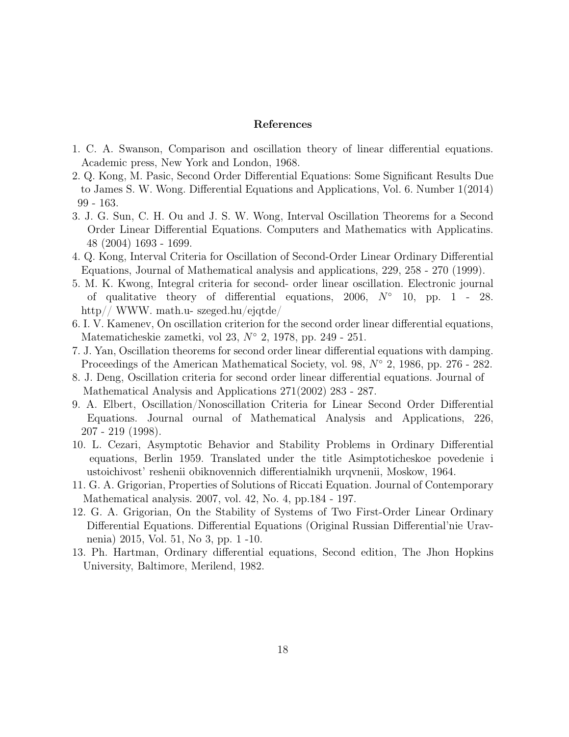## References

1. C. A. Swanson, Comparison and oscillation theory of linear differential equations. Academic press, New York and London, 1968.
2. Q. Kong, M. Pasic, Second Order Differential Equations: Some Significant Results Due to James S. W. Wong. Differential Equations and Applications, Vol. 6. Number 1(2014) 99 - 163.
3. J. G. Sun, C. H. Ou and J. S. W. Wong, Interval Oscillation Theorems for a Second Order Linear Differential Equations. Computers and Mathematics with Applicatins. 48 (2004) 1693 - 1699.
4. Q. Kong, Interval Criteria for Oscillation of Second-Order Linear Ordinary Differential Equations, Journal of Mathematical analysis and applications, 229, 258 - 270 (1999).
5. M. K. Kwong, Integral criteria for second- order linear oscillation. Electronic journal of qualitative theory of differential equations, 2006, $N^{\circ}$ 10, pp. 1 - 28. http// WWW. math.u- szeged.hu/ejqtde/
6. I. V. Kamenev, On oscillation criterion for the second order linear differential equations, Matematicheskie zametki, vol 23, $N^{\circ}$ 2, 1978, pp. 249 - 251.
7. J. Yan, Oscillation theorems for second order linear differential equations with damping. Proceedings of the American Mathematical Society, vol. 98, $N^{\circ}$ 2, 1986, pp. 276 - 282.
8. J. Deng, Oscillation criteria for second order linear differential equations. Journal of Mathematical Analysis and Applications 271(2002) 283 - 287.
9. A. Elbert, Oscillation/Nonoscillation Criteria for Linear Second Order Differential Equations. Journal ournal of Mathematical Analysis and Applications, 226, 207 - 219 (1998).
10. L. Cezari, Asymptotic Behavior and Stability Problems in Ordinary Differential equations, Berlin 1959. Translated under the title Asimptoticheskoe povedenie i ustoichivost' reshenii obiknovennich differentialnikh urqvnenii, Moskow, 1964.
11. G. A. Grigorian, Properties of Solutions of Riccati Equation. Journal of Contemporary Mathematical analysis. 2007, vol. 42, No. 4, pp.184 - 197.
12. G. A. Grigorian, On the Stability of Systems of Two First-Order Linear Ordinary Differential Equations. Differential Equations (Original Russian Differential'nie Uravnenia) 2015, Vol. 51, No 3, pp. 1 -10.
13. Ph. Hartman, Ordinary differential equations, Second edition, The Jhon Hopkins University, Baltimore, Merilend, 1982.